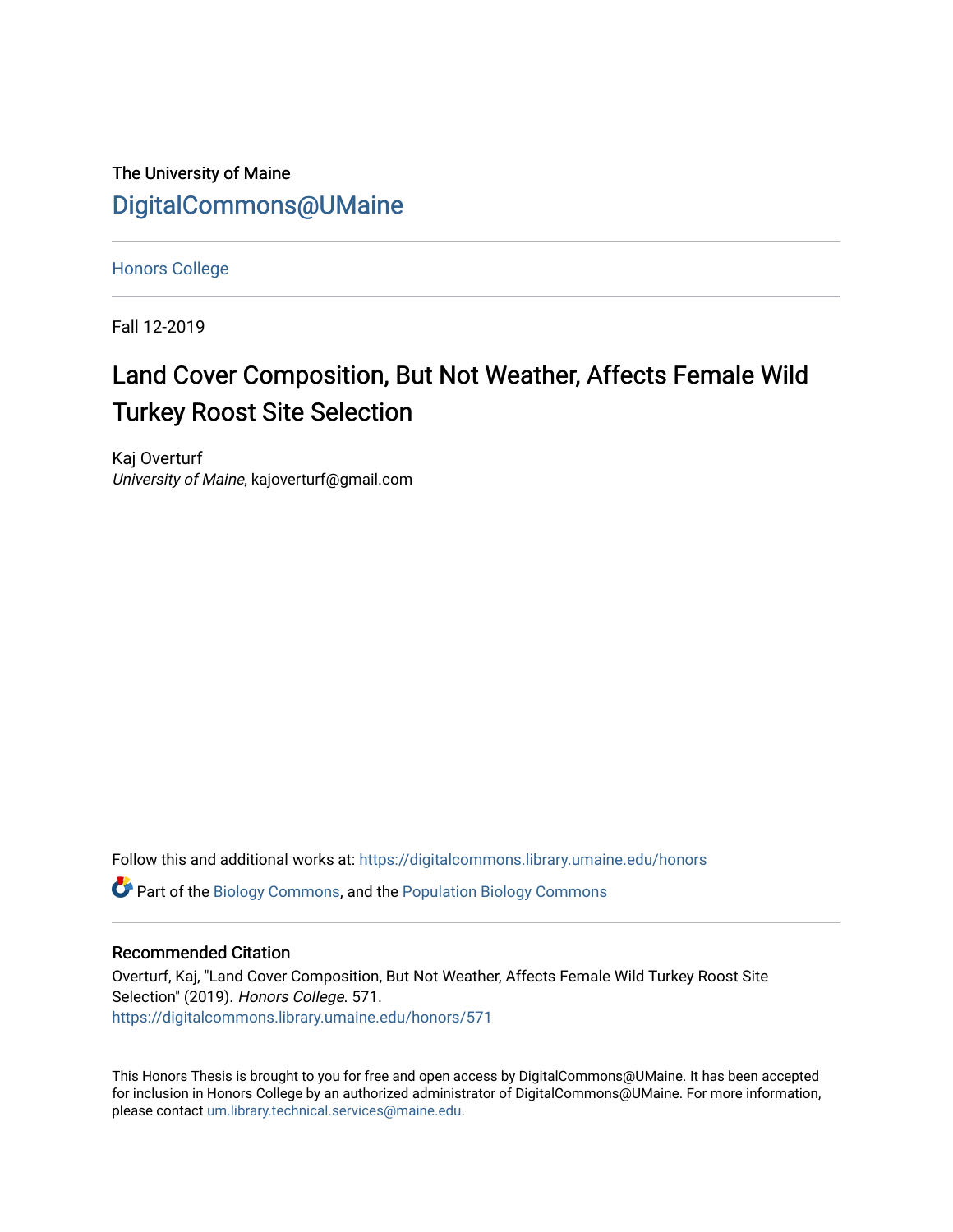The University of Maine

DigitalCommons@UMaine

Honors College

Fall 12-2019

# Land Cover Composition, But Not Weather, Affects Female Wild Turkey Roost Site Selection

Kaj Overturf

*University of Maine*, kajoverturf@gmail.com

Follow this and additional works at: https://digitalcommons.library.umaine.edu/honors

Part of the Biology Commons, and the Population Biology Commons

## Recommended Citation

Overturf, Kaj, "Land Cover Composition, But Not Weather, Affects Female Wild Turkey Roost Site Selection" (2019). *Honors College*. 571.

https://digitalcommons.library.umaine.edu/honors/571

This Honors Thesis is brought to you for free and open access by DigitalCommons@UMaine. It has been accepted for inclusion in Honors College by an authorized administrator of DigitalCommons@UMaine. For more information, please contact um.library.technical.services@maine.edu.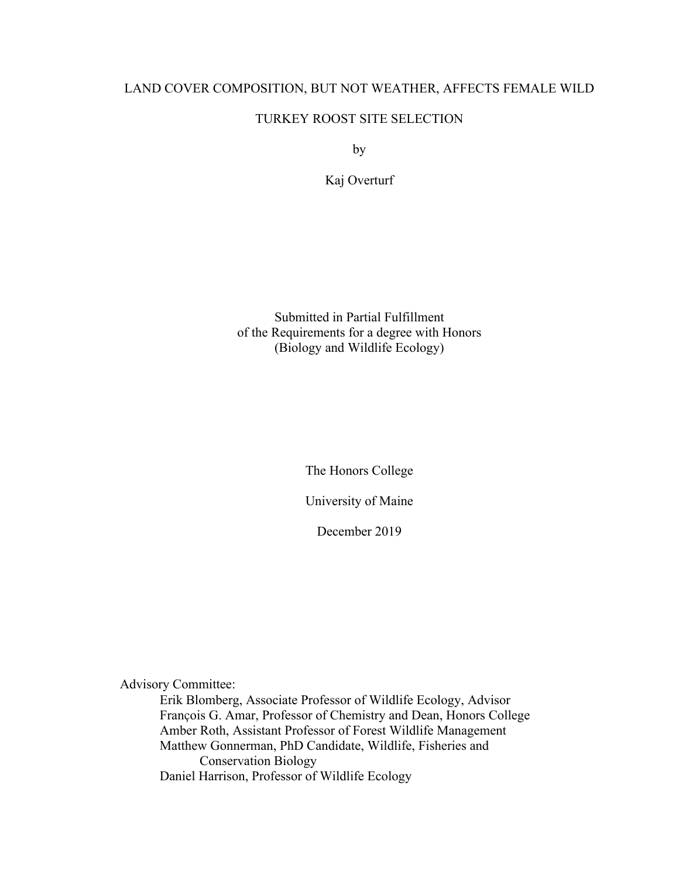# LAND COVER COMPOSITION, BUT NOT WEATHER, AFFECTS FEMALE WILD TURKEY ROOST SITE SELECTION

by

Kaj Overturf

Submitted in Partial Fulfillment
of the Requirements for a degree with Honors
(Biology and Wildlife Ecology)

The Honors College

University of Maine

December 2019

Advisory Committee:

- Erik Blomberg, Associate Professor of Wildlife Ecology, Advisor
- François G. Amar, Professor of Chemistry and Dean, Honors College
- Amber Roth, Assistant Professor of Forest Wildlife Management
- Matthew Gonnerman, PhD Candidate, Wildlife, Fisheries and Conservation Biology
- Daniel Harrison, Professor of Wildlife Ecology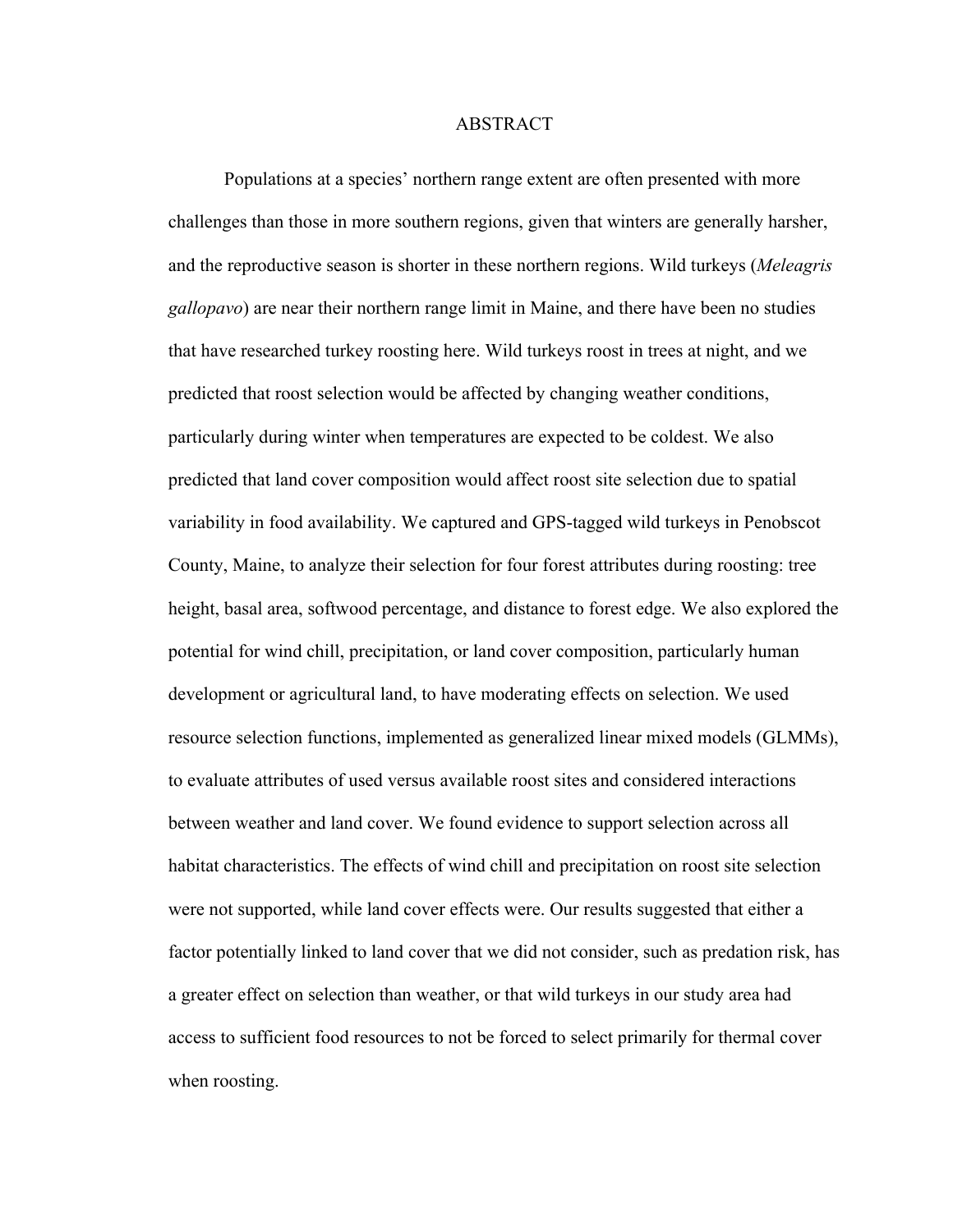# ABSTRACT

Populations at a species' northern range extent are often presented with more challenges than those in more southern regions, given that winters are generally harsher, and the reproductive season is shorter in these northern regions. Wild turkeys (*Meleagris gallopavo*) are near their northern range limit in Maine, and there have been no studies that have researched turkey roosting here. Wild turkeys roost in trees at night, and we predicted that roost selection would be affected by changing weather conditions, particularly during winter when temperatures are expected to be coldest. We also predicted that land cover composition would affect roost site selection due to spatial variability in food availability. We captured and GPS-tagged wild turkeys in Penobscot County, Maine, to analyze their selection for four forest attributes during roosting: tree height, basal area, softwood percentage, and distance to forest edge. We also explored the potential for wind chill, precipitation, or land cover composition, particularly human development or agricultural land, to have moderating effects on selection. We used resource selection functions, implemented as generalized linear mixed models (GLMMs), to evaluate attributes of used versus available roost sites and considered interactions between weather and land cover. We found evidence to support selection across all habitat characteristics. The effects of wind chill and precipitation on roost site selection were not supported, while land cover effects were. Our results suggested that either a factor potentially linked to land cover that we did not consider, such as predation risk, has a greater effect on selection than weather, or that wild turkeys in our study area had access to sufficient food resources to not be forced to select primarily for thermal cover when roosting.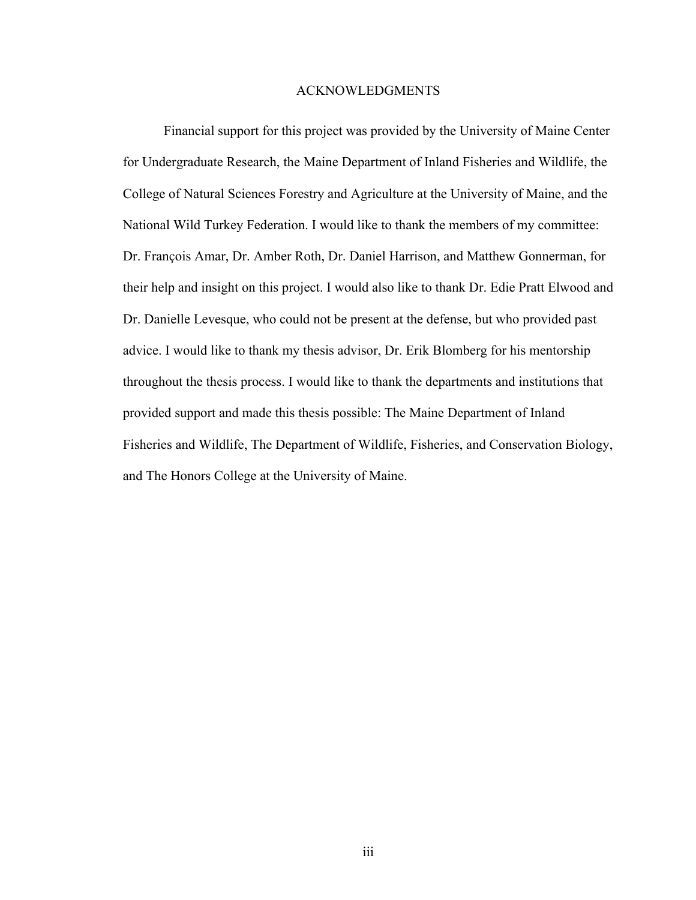# ACKNOWLEDGMENTS

Financial support for this project was provided by the University of Maine Center for Undergraduate Research, the Maine Department of Inland Fisheries and Wildlife, the College of Natural Sciences Forestry and Agriculture at the University of Maine, and the National Wild Turkey Federation. I would like to thank the members of my committee: Dr. François Amar, Dr. Amber Roth, Dr. Daniel Harrison, and Matthew Gonnerman, for their help and insight on this project. I would also like to thank Dr. Edie Pratt Elwood and Dr. Danielle Levesque, who could not be present at the defense, but who provided past advice. I would like to thank my thesis advisor, Dr. Erik Blomberg for his mentorship throughout the thesis process. I would like to thank the departments and institutions that provided support and made this thesis possible: The Maine Department of Inland Fisheries and Wildlife, The Department of Wildlife, Fisheries, and Conservation Biology, and The Honors College at the University of Maine.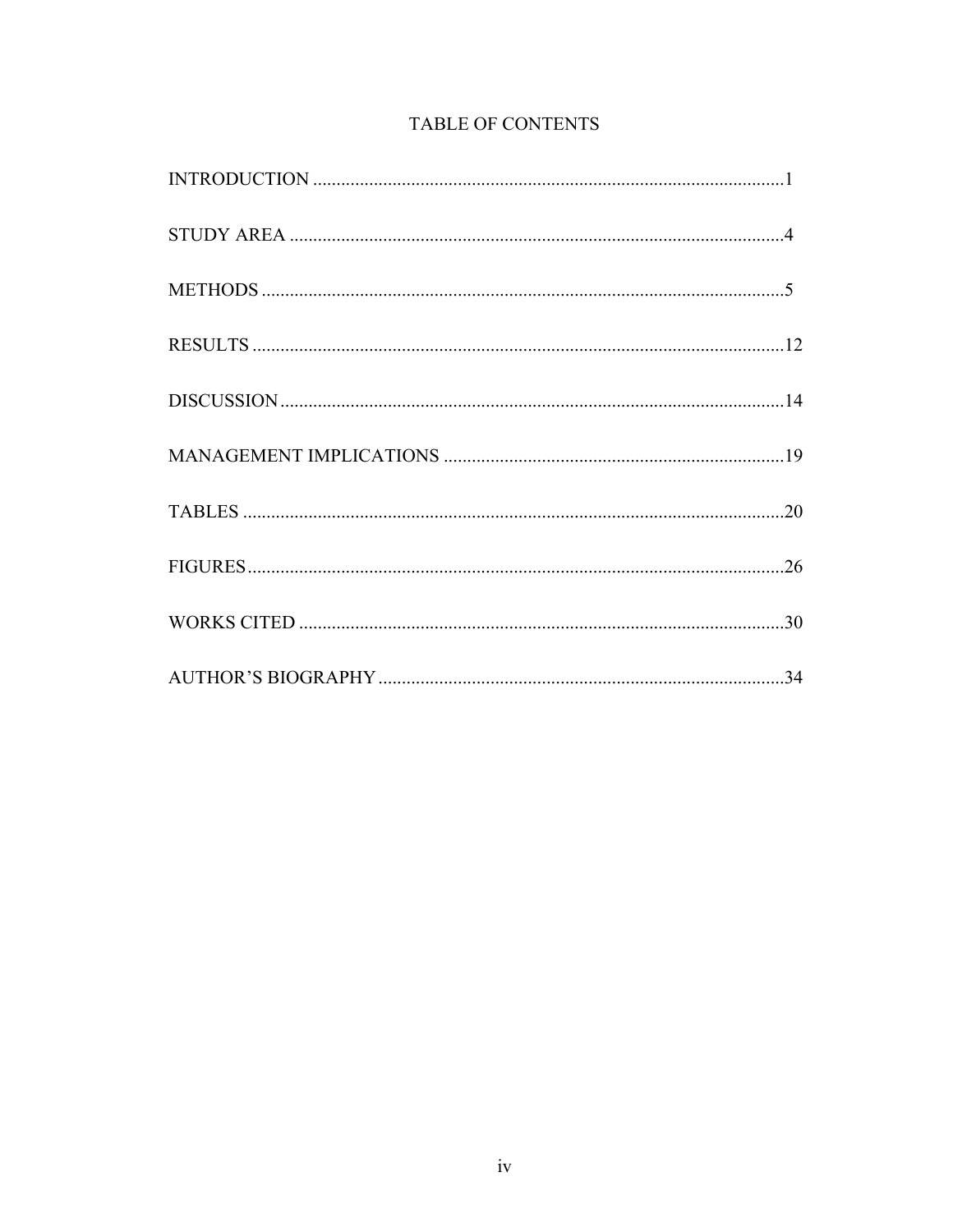# TABLE OF CONTENTS

INTRODUCTION .....1

STUDY AREA .....4

METHODS .....5

RESULTS .....12

DISCUSSION .....14

MANAGEMENT IMPLICATIONS .....19

TABLES .....20

FIGURES .....26

WORKS CITED .....30

AUTHOR'S BIOGRAPHY .....34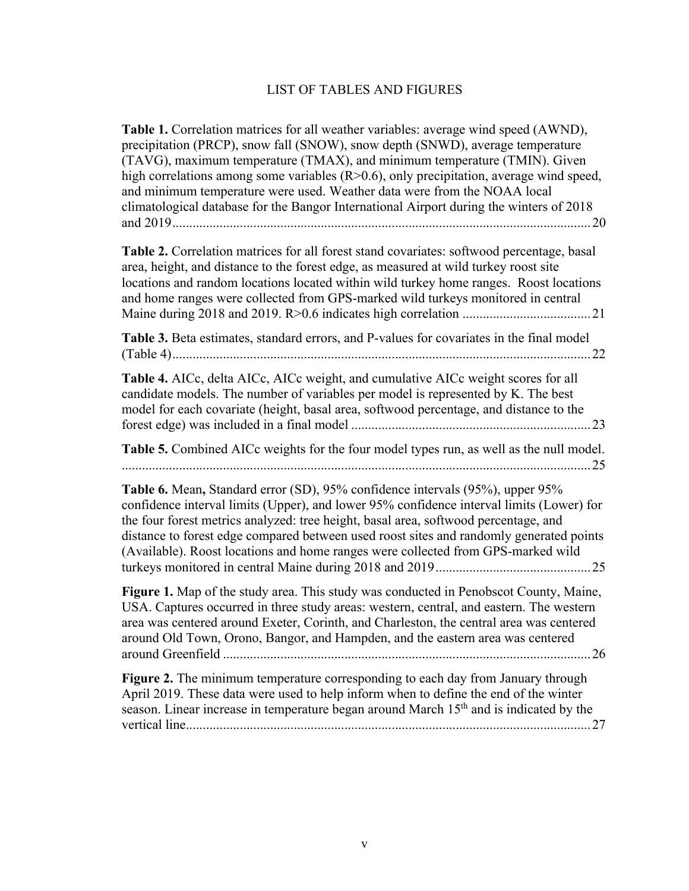# LIST OF TABLES AND FIGURES

**Table 1.** Correlation matrices for all weather variables: average wind speed (AWND), precipitation (PRCP), snow fall (SNOW), snow depth (SNWD), average temperature (TAVG), maximum temperature (TMAX), and minimum temperature (TMIN). Given high correlations among some variables (R>0.6), only precipitation, average wind speed, and minimum temperature were used. Weather data were from the NOAA local climatological database for the Bangor International Airport during the winters of 2018 and 2019 ........................................................................................................ 20

**Table 2.** Correlation matrices for all forest stand covariates: softwood percentage, basal area, height, and distance to the forest edge, as measured at wild turkey roost site locations and random locations located within wild turkey home ranges. Roost locations and home ranges were collected from GPS-marked wild turkeys monitored in central Maine during 2018 and 2019. R>0.6 indicates high correlation ...................................... 21

**Table 3.** Beta estimates, standard errors, and P-values for covariates in the final model (Table 4) ........................................................................................................ 22

**Table 4.** AICc, delta AICc, AICc weight, and cumulative AICc weight scores for all candidate models. The number of variables per model is represented by K. The best model for each covariate (height, basal area, softwood percentage, and distance to the forest edge) was included in a final model ...................................................................... 23

**Table 5.** Combined AICc weights for the four model types run, as well as the null model. ........................................................................................................ 25

**Table 6.** Mean**,** Standard error (SD), 95% confidence intervals (95%), upper 95% confidence interval limits (Upper), and lower 95% confidence interval limits (Lower) for the four forest metrics analyzed: tree height, basal area, softwood percentage, and distance to forest edge compared between used roost sites and randomly generated points (Available). Roost locations and home ranges were collected from GPS-marked wild turkeys monitored in central Maine during 2018 and 2019 ............................................. 25

**Figure 1.** Map of the study area. This study was conducted in Penobscot County, Maine, USA. Captures occurred in three study areas: western, central, and eastern. The western area was centered around Exeter, Corinth, and Charleston, the central area was centered around Old Town, Orono, Bangor, and Hampden, and the eastern area was centered around Greenfield ........................................................................................................ 26

**Figure 2.** The minimum temperature corresponding to each day from January through April 2019. These data were used to help inform when to define the end of the winter season. Linear increase in temperature began around March 15th and is indicated by the vertical line ........................................................................................................ 27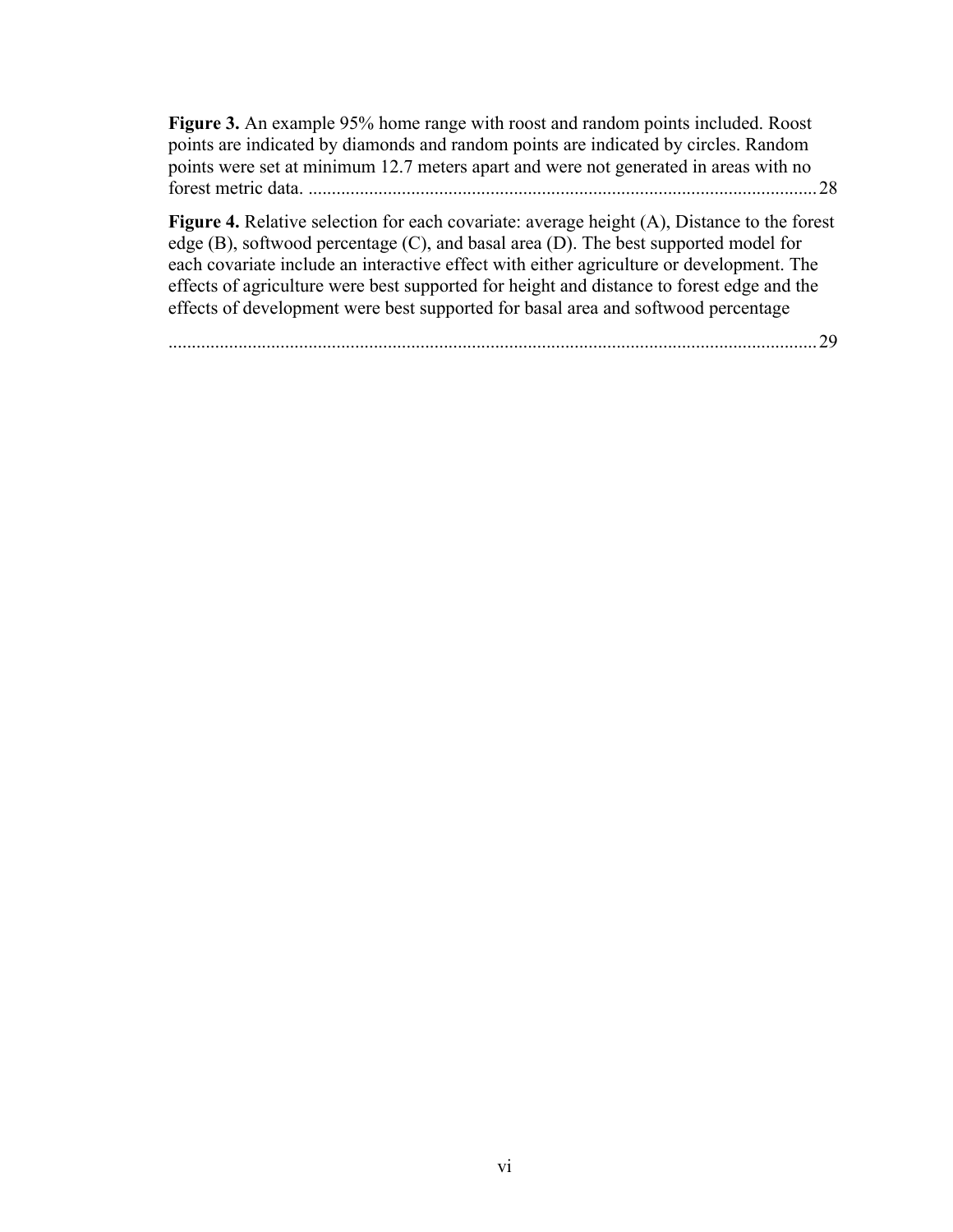**Figure 3.** An example 95% home range with roost and random points included. Roost points are indicated by diamonds and random points are indicated by circles. Random points were set at minimum 12.7 meters apart and were not generated in areas with no forest metric data. ............................................................................................................ 28

**Figure 4.** Relative selection for each covariate: average height (A), Distance to the forest edge (B), softwood percentage (C), and basal area (D). The best supported model for each covariate include an interactive effect with either agriculture or development. The effects of agriculture were best supported for height and distance to forest edge and the effects of development were best supported for basal area and softwood percentage

.......................................................................................................................... 29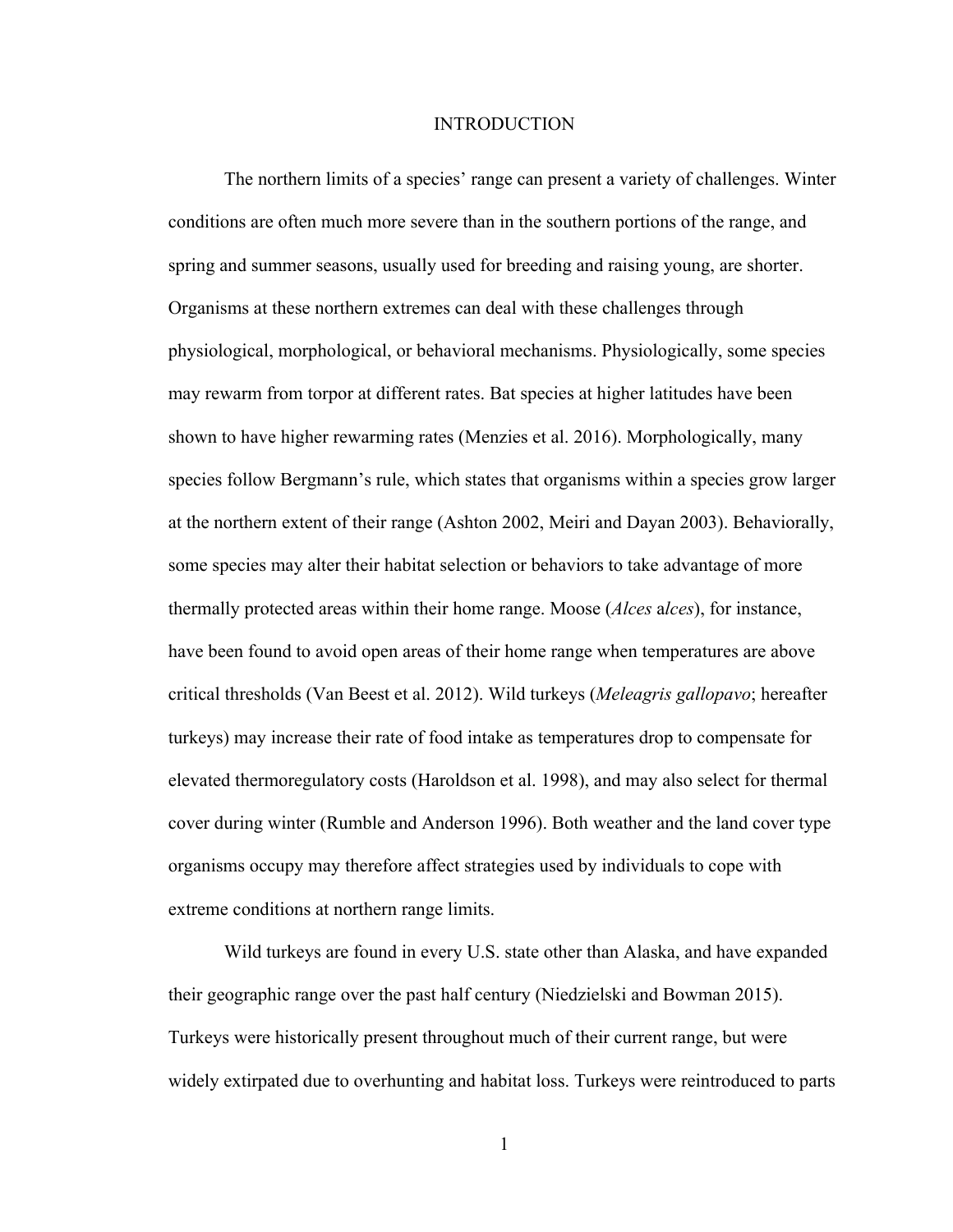# INTRODUCTION

The northern limits of a species' range can present a variety of challenges. Winter conditions are often much more severe than in the southern portions of the range, and spring and summer seasons, usually used for breeding and raising young, are shorter. Organisms at these northern extremes can deal with these challenges through physiological, morphological, or behavioral mechanisms. Physiologically, some species may rewarm from torpor at different rates. Bat species at higher latitudes have been shown to have higher rewarming rates (Menzies et al. 2016). Morphologically, many species follow Bergmann's rule, which states that organisms within a species grow larger at the northern extent of their range (Ashton 2002, Meiri and Dayan 2003). Behaviorally, some species may alter their habitat selection or behaviors to take advantage of more thermally protected areas within their home range. Moose (*Alces* a*lces*), for instance, have been found to avoid open areas of their home range when temperatures are above critical thresholds (Van Beest et al. 2012). Wild turkeys (*Meleagris gallopavo*; hereafter turkeys) may increase their rate of food intake as temperatures drop to compensate for elevated thermoregulatory costs (Haroldson et al. 1998), and may also select for thermal cover during winter (Rumble and Anderson 1996). Both weather and the land cover type organisms occupy may therefore affect strategies used by individuals to cope with extreme conditions at northern range limits.

Wild turkeys are found in every U.S. state other than Alaska, and have expanded their geographic range over the past half century (Niedzielski and Bowman 2015). Turkeys were historically present throughout much of their current range, but were widely extirpated due to overhunting and habitat loss. Turkeys were reintroduced to parts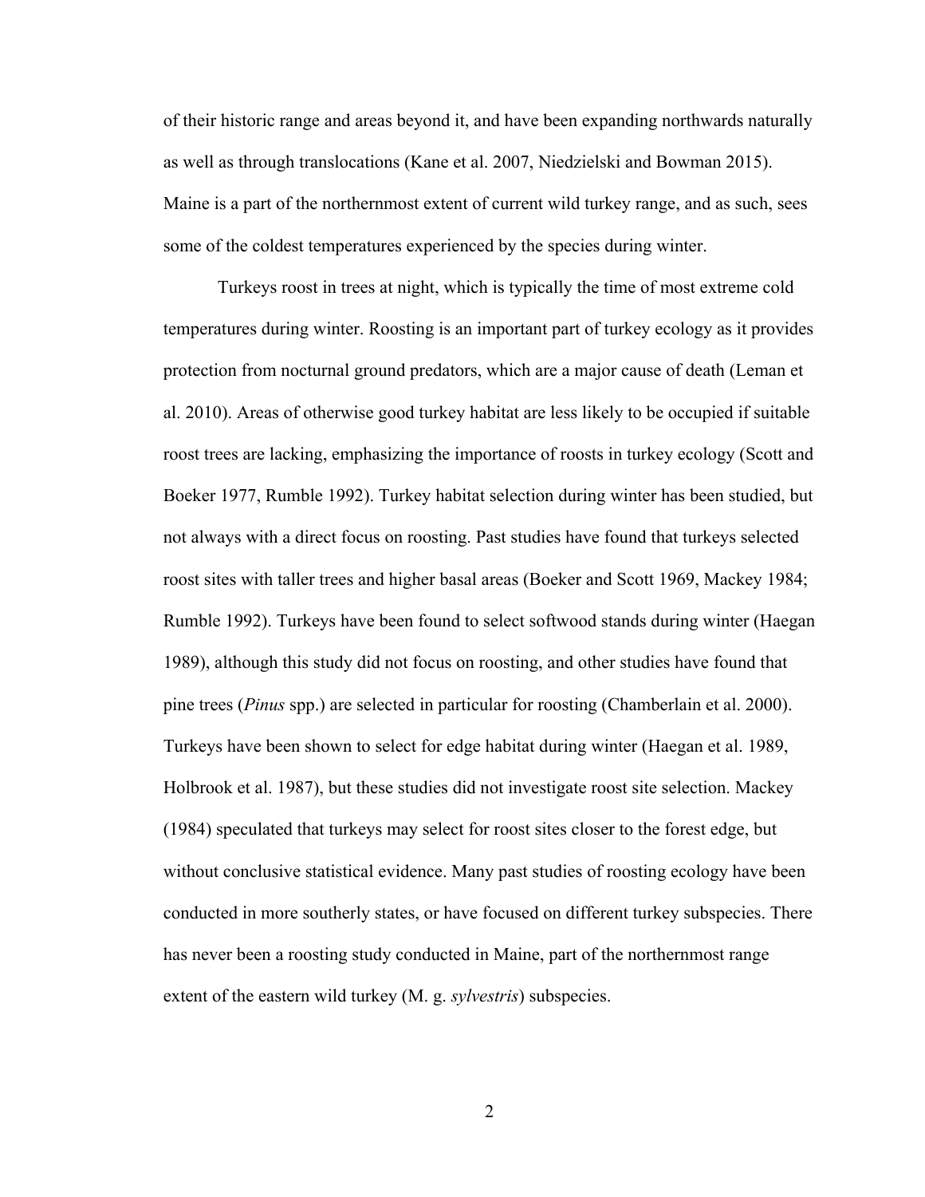of their historic range and areas beyond it, and have been expanding northwards naturally as well as through translocations (Kane et al. 2007, Niedzielski and Bowman 2015). Maine is a part of the northernmost extent of current wild turkey range, and as such, sees some of the coldest temperatures experienced by the species during winter.

Turkeys roost in trees at night, which is typically the time of most extreme cold temperatures during winter. Roosting is an important part of turkey ecology as it provides protection from nocturnal ground predators, which are a major cause of death (Leman et al. 2010). Areas of otherwise good turkey habitat are less likely to be occupied if suitable roost trees are lacking, emphasizing the importance of roosts in turkey ecology (Scott and Boeker 1977, Rumble 1992). Turkey habitat selection during winter has been studied, but not always with a direct focus on roosting. Past studies have found that turkeys selected roost sites with taller trees and higher basal areas (Boeker and Scott 1969, Mackey 1984; Rumble 1992). Turkeys have been found to select softwood stands during winter (Haegan 1989), although this study did not focus on roosting, and other studies have found that pine trees (*Pinus* spp.) are selected in particular for roosting (Chamberlain et al. 2000). Turkeys have been shown to select for edge habitat during winter (Haegan et al. 1989, Holbrook et al. 1987), but these studies did not investigate roost site selection. Mackey (1984) speculated that turkeys may select for roost sites closer to the forest edge, but without conclusive statistical evidence. Many past studies of roosting ecology have been conducted in more southerly states, or have focused on different turkey subspecies. There has never been a roosting study conducted in Maine, part of the northernmost range extent of the eastern wild turkey (M. g. *sylvestris*) subspecies.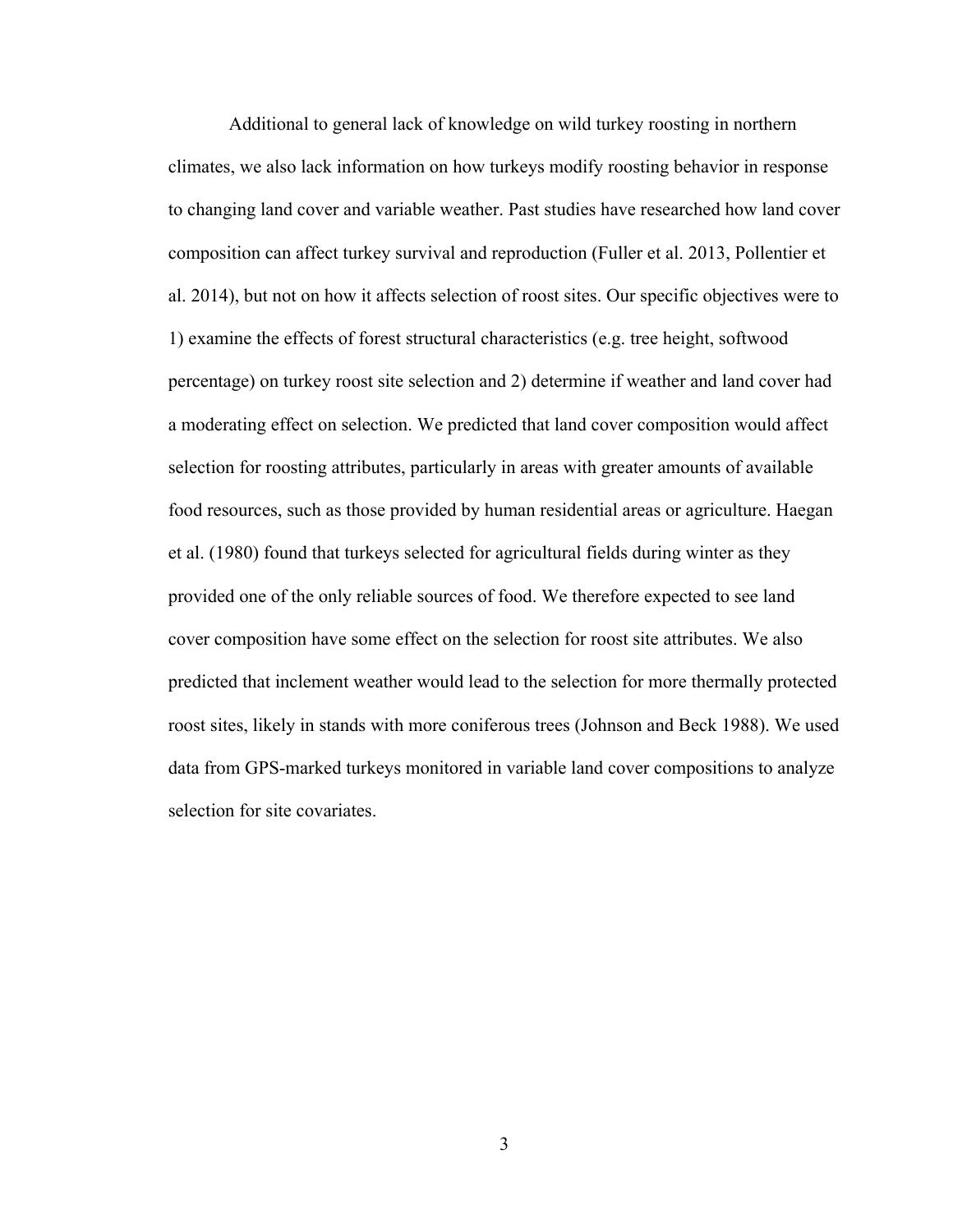Additional to general lack of knowledge on wild turkey roosting in northern climates, we also lack information on how turkeys modify roosting behavior in response to changing land cover and variable weather. Past studies have researched how land cover composition can affect turkey survival and reproduction (Fuller et al. 2013, Pollentier et al. 2014), but not on how it affects selection of roost sites. Our specific objectives were to 1) examine the effects of forest structural characteristics (e.g. tree height, softwood percentage) on turkey roost site selection and 2) determine if weather and land cover had a moderating effect on selection. We predicted that land cover composition would affect selection for roosting attributes, particularly in areas with greater amounts of available food resources, such as those provided by human residential areas or agriculture. Haegan et al. (1980) found that turkeys selected for agricultural fields during winter as they provided one of the only reliable sources of food. We therefore expected to see land cover composition have some effect on the selection for roost site attributes. We also predicted that inclement weather would lead to the selection for more thermally protected roost sites, likely in stands with more coniferous trees (Johnson and Beck 1988). We used data from GPS-marked turkeys monitored in variable land cover compositions to analyze selection for site covariates.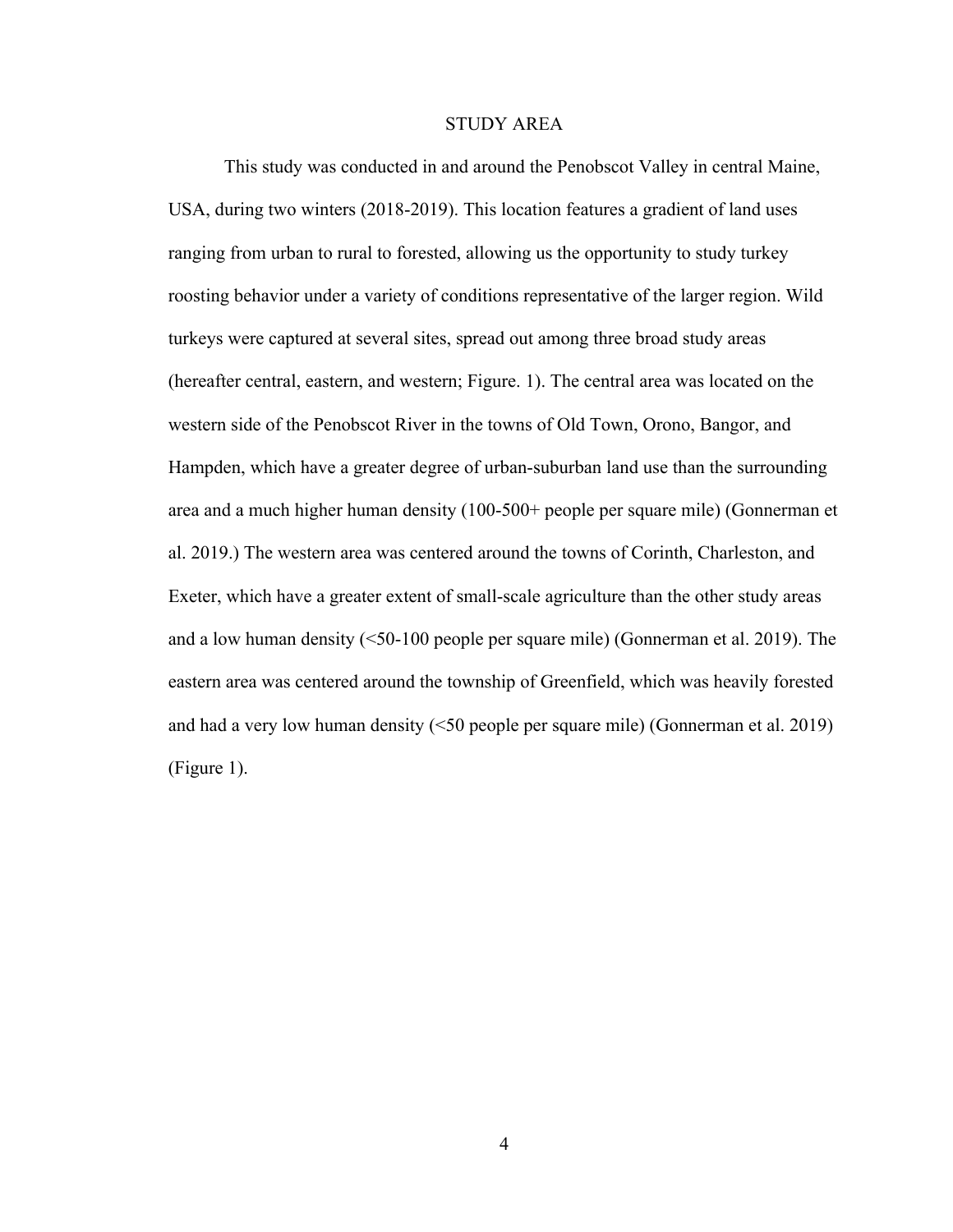# STUDY AREA

This study was conducted in and around the Penobscot Valley in central Maine, USA, during two winters (2018-2019). This location features a gradient of land uses ranging from urban to rural to forested, allowing us the opportunity to study turkey roosting behavior under a variety of conditions representative of the larger region. Wild turkeys were captured at several sites, spread out among three broad study areas (hereafter central, eastern, and western; Figure. 1). The central area was located on the western side of the Penobscot River in the towns of Old Town, Orono, Bangor, and Hampden, which have a greater degree of urban-suburban land use than the surrounding area and a much higher human density (100-500+ people per square mile) (Gonnerman et al. 2019.) The western area was centered around the towns of Corinth, Charleston, and Exeter, which have a greater extent of small-scale agriculture than the other study areas and a low human density (<50-100 people per square mile) (Gonnerman et al. 2019). The eastern area was centered around the township of Greenfield, which was heavily forested and had a very low human density (<50 people per square mile) (Gonnerman et al. 2019) (Figure 1).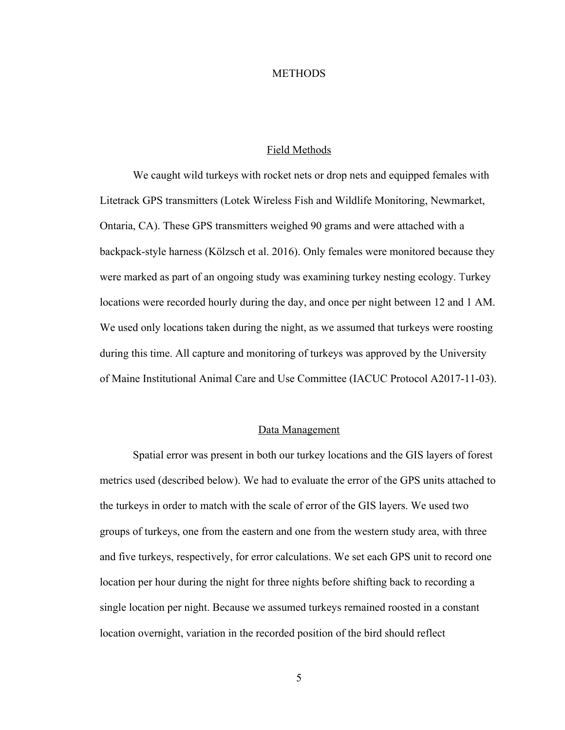# METHODS

## Field Methods

We caught wild turkeys with rocket nets or drop nets and equipped females with Litetrack GPS transmitters (Lotek Wireless Fish and Wildlife Monitoring, Newmarket, Ontaria, CA). These GPS transmitters weighed 90 grams and were attached with a backpack-style harness (Kölzsch et al. 2016). Only females were monitored because they were marked as part of an ongoing study was examining turkey nesting ecology. Turkey locations were recorded hourly during the day, and once per night between 12 and 1 AM. We used only locations taken during the night, as we assumed that turkeys were roosting during this time. All capture and monitoring of turkeys was approved by the University of Maine Institutional Animal Care and Use Committee (IACUC Protocol A2017-11-03).

## Data Management

Spatial error was present in both our turkey locations and the GIS layers of forest metrics used (described below). We had to evaluate the error of the GPS units attached to the turkeys in order to match with the scale of error of the GIS layers. We used two groups of turkeys, one from the eastern and one from the western study area, with three and five turkeys, respectively, for error calculations. We set each GPS unit to record one location per hour during the night for three nights before shifting back to recording a single location per night. Because we assumed turkeys remained roosted in a constant location overnight, variation in the recorded position of the bird should reflect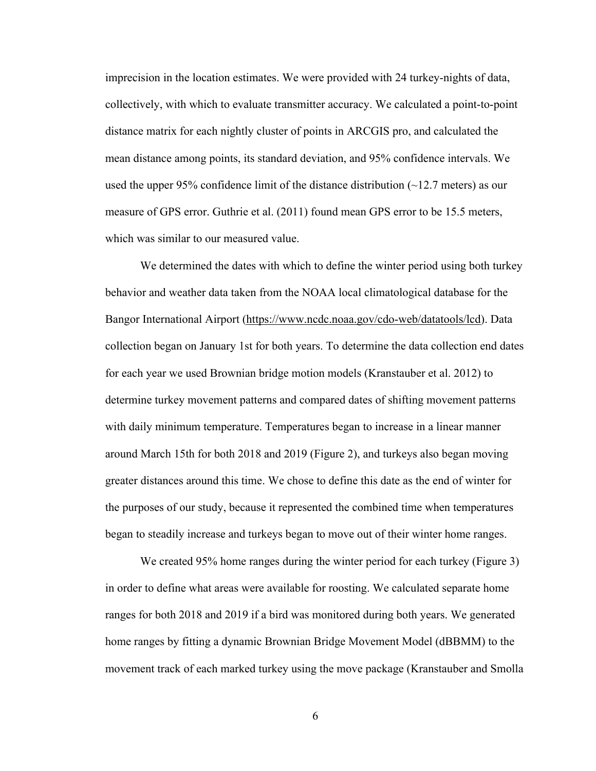imprecision in the location estimates. We were provided with 24 turkey-nights of data, collectively, with which to evaluate transmitter accuracy. We calculated a point-to-point distance matrix for each nightly cluster of points in ARCGIS pro, and calculated the mean distance among points, its standard deviation, and 95% confidence intervals. We used the upper 95% confidence limit of the distance distribution (~12.7 meters) as our measure of GPS error. Guthrie et al. (2011) found mean GPS error to be 15.5 meters, which was similar to our measured value.

We determined the dates with which to define the winter period using both turkey behavior and weather data taken from the NOAA local climatological database for the Bangor International Airport (https://www.ncdc.noaa.gov/cdo-web/datatools/lcd). Data collection began on January 1st for both years. To determine the data collection end dates for each year we used Brownian bridge motion models (Kranstauber et al. 2012) to determine turkey movement patterns and compared dates of shifting movement patterns with daily minimum temperature. Temperatures began to increase in a linear manner around March 15th for both 2018 and 2019 (Figure 2), and turkeys also began moving greater distances around this time. We chose to define this date as the end of winter for the purposes of our study, because it represented the combined time when temperatures began to steadily increase and turkeys began to move out of their winter home ranges.

We created 95% home ranges during the winter period for each turkey (Figure 3) in order to define what areas were available for roosting. We calculated separate home ranges for both 2018 and 2019 if a bird was monitored during both years. We generated home ranges by fitting a dynamic Brownian Bridge Movement Model (dBBMM) to the movement track of each marked turkey using the move package (Kranstauber and Smolla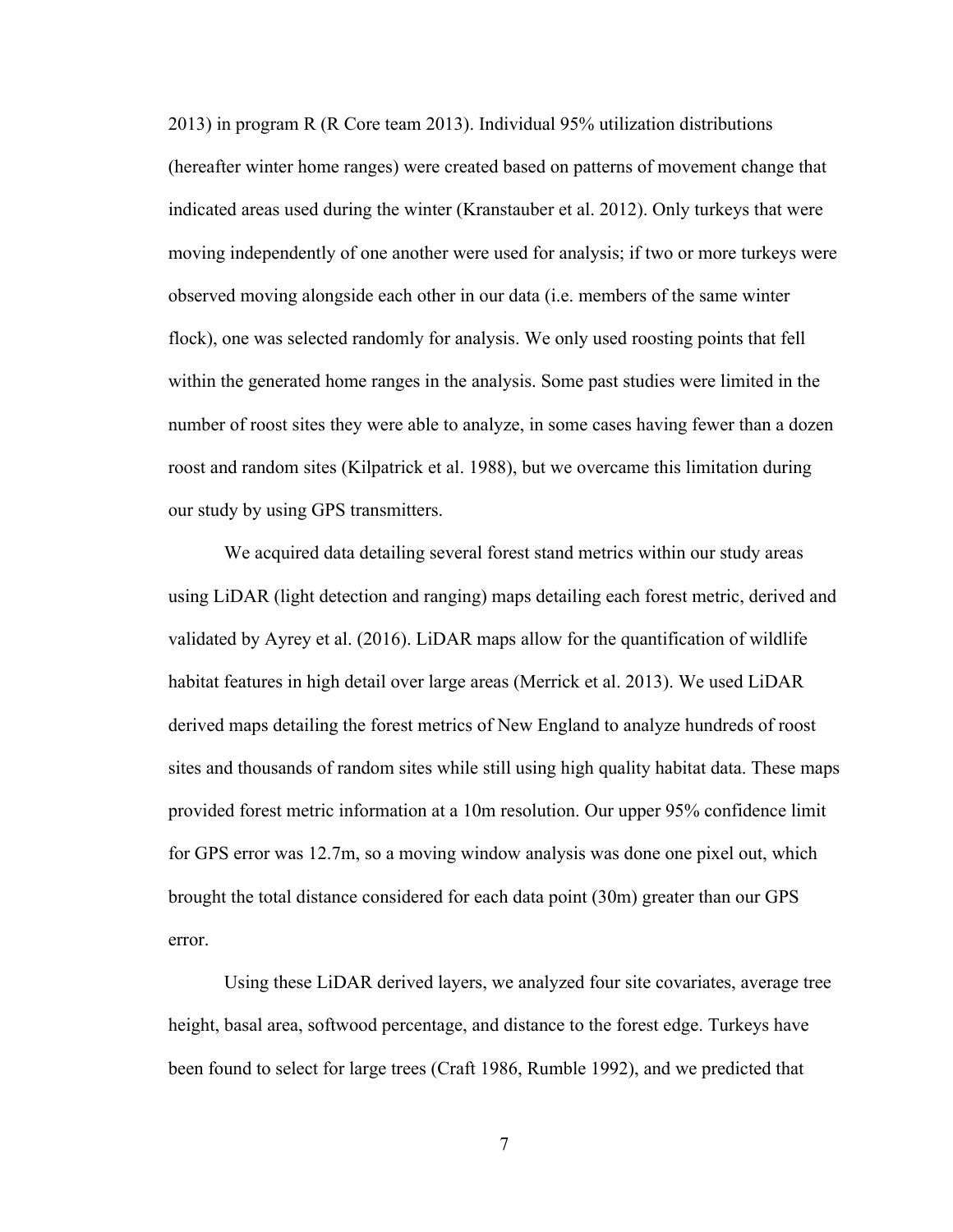2013) in program R (R Core team 2013). Individual 95% utilization distributions (hereafter winter home ranges) were created based on patterns of movement change that indicated areas used during the winter (Kranstauber et al. 2012). Only turkeys that were moving independently of one another were used for analysis; if two or more turkeys were observed moving alongside each other in our data (i.e. members of the same winter flock), one was selected randomly for analysis. We only used roosting points that fell within the generated home ranges in the analysis. Some past studies were limited in the number of roost sites they were able to analyze, in some cases having fewer than a dozen roost and random sites (Kilpatrick et al. 1988), but we overcame this limitation during our study by using GPS transmitters.

We acquired data detailing several forest stand metrics within our study areas using LiDAR (light detection and ranging) maps detailing each forest metric, derived and validated by Ayrey et al. (2016). LiDAR maps allow for the quantification of wildlife habitat features in high detail over large areas (Merrick et al. 2013). We used LiDAR derived maps detailing the forest metrics of New England to analyze hundreds of roost sites and thousands of random sites while still using high quality habitat data. These maps provided forest metric information at a 10m resolution. Our upper 95% confidence limit for GPS error was 12.7m, so a moving window analysis was done one pixel out, which brought the total distance considered for each data point (30m) greater than our GPS error.

Using these LiDAR derived layers, we analyzed four site covariates, average tree height, basal area, softwood percentage, and distance to the forest edge. Turkeys have been found to select for large trees (Craft 1986, Rumble 1992), and we predicted that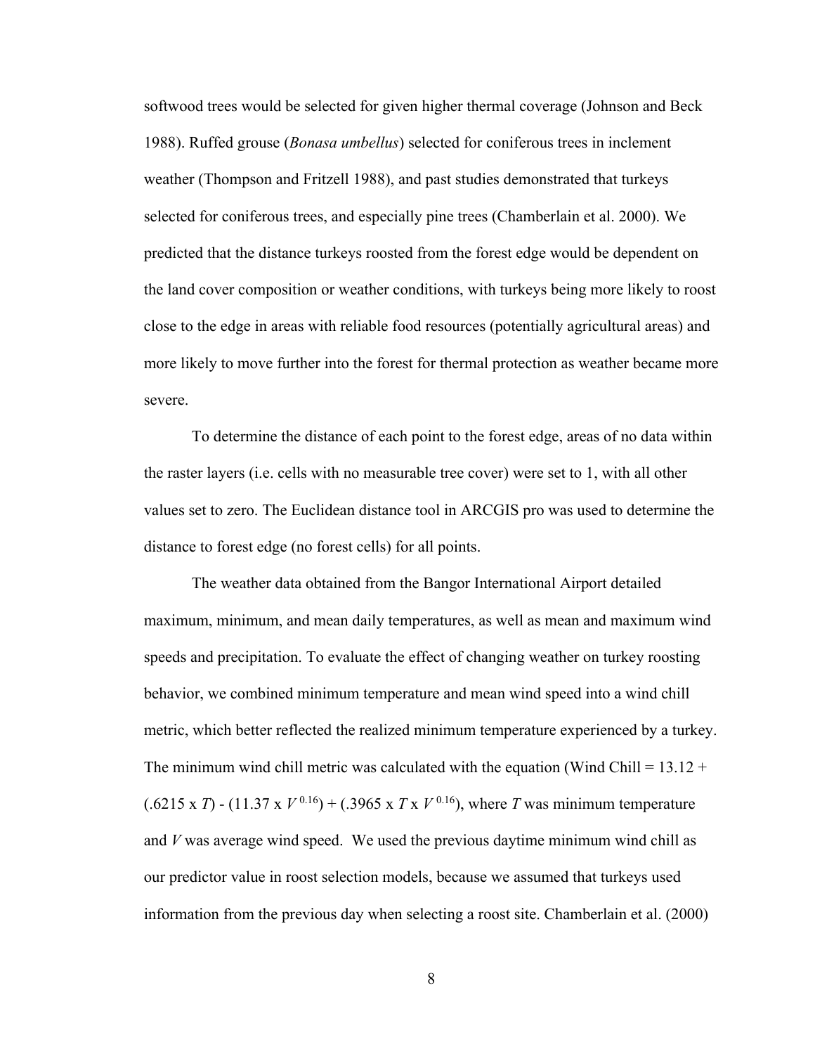softwood trees would be selected for given higher thermal coverage (Johnson and Beck 1988). Ruffed grouse (*Bonasa umbellus*) selected for coniferous trees in inclement weather (Thompson and Fritzell 1988), and past studies demonstrated that turkeys selected for coniferous trees, and especially pine trees (Chamberlain et al. 2000). We predicted that the distance turkeys roosted from the forest edge would be dependent on the land cover composition or weather conditions, with turkeys being more likely to roost close to the edge in areas with reliable food resources (potentially agricultural areas) and more likely to move further into the forest for thermal protection as weather became more severe.

To determine the distance of each point to the forest edge, areas of no data within the raster layers (i.e. cells with no measurable tree cover) were set to 1, with all other values set to zero. The Euclidean distance tool in ARCGIS pro was used to determine the distance to forest edge (no forest cells) for all points.

The weather data obtained from the Bangor International Airport detailed maximum, minimum, and mean daily temperatures, as well as mean and maximum wind speeds and precipitation. To evaluate the effect of changing weather on turkey roosting behavior, we combined minimum temperature and mean wind speed into a wind chill metric, which better reflected the realized minimum temperature experienced by a turkey. The minimum wind chill metric was calculated with the equation (Wind Chill = $13.12 + (.6215 \times T) - (11.37 \times V^{0.16}) + (.3965 \times T \times V^{0.16})$), where $T$ was minimum temperature and $V$ was average wind speed. We used the previous daytime minimum wind chill as our predictor value in roost selection models, because we assumed that turkeys used information from the previous day when selecting a roost site. Chamberlain et al. (2000)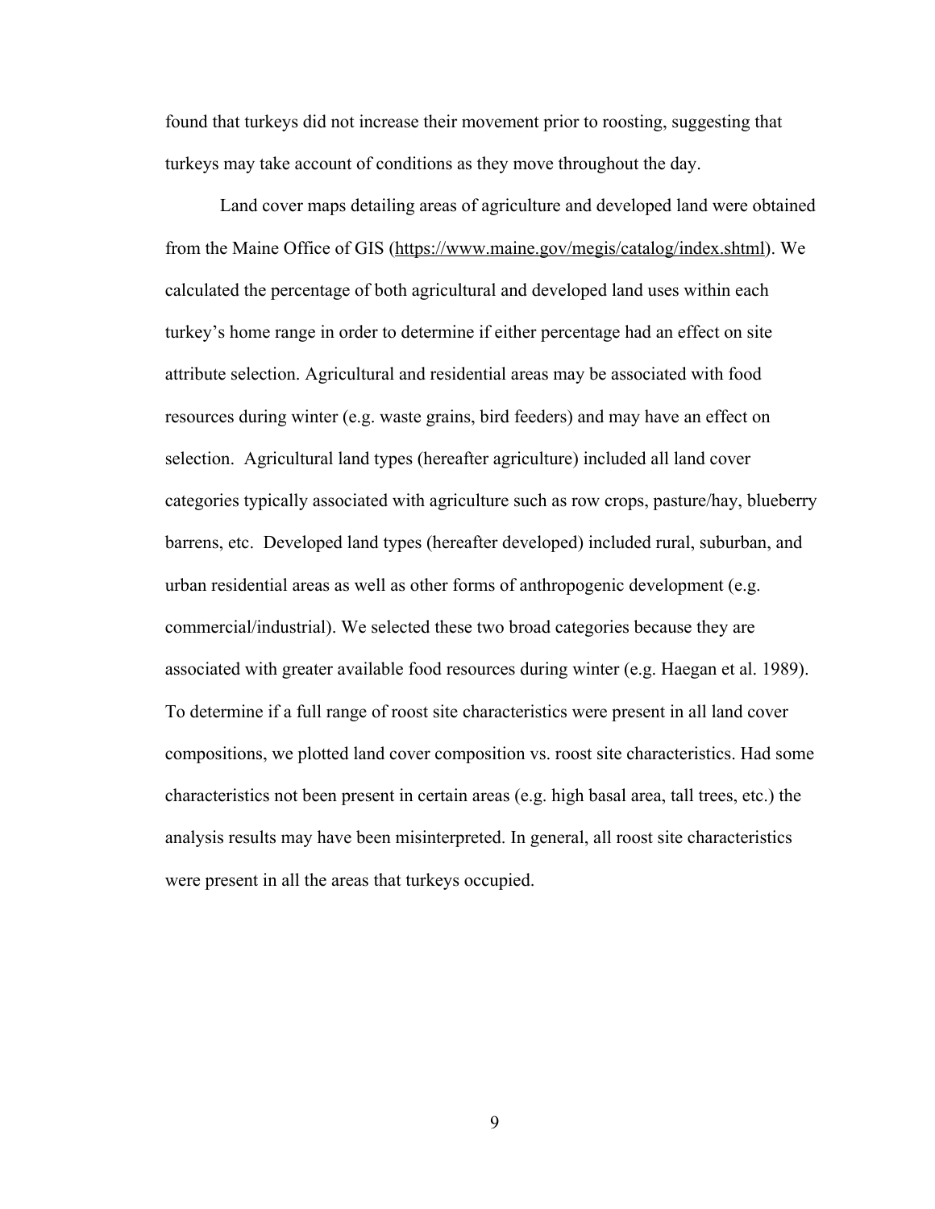found that turkeys did not increase their movement prior to roosting, suggesting that turkeys may take account of conditions as they move throughout the day.

Land cover maps detailing areas of agriculture and developed land were obtained from the Maine Office of GIS (https://www.maine.gov/megis/catalog/index.shtml). We calculated the percentage of both agricultural and developed land uses within each turkey's home range in order to determine if either percentage had an effect on site attribute selection. Agricultural and residential areas may be associated with food resources during winter (e.g. waste grains, bird feeders) and may have an effect on selection. Agricultural land types (hereafter agriculture) included all land cover categories typically associated with agriculture such as row crops, pasture/hay, blueberry barrens, etc. Developed land types (hereafter developed) included rural, suburban, and urban residential areas as well as other forms of anthropogenic development (e.g. commercial/industrial). We selected these two broad categories because they are associated with greater available food resources during winter (e.g. Haegan et al. 1989). To determine if a full range of roost site characteristics were present in all land cover compositions, we plotted land cover composition vs. roost site characteristics. Had some characteristics not been present in certain areas (e.g. high basal area, tall trees, etc.) the analysis results may have been misinterpreted. In general, all roost site characteristics were present in all the areas that turkeys occupied.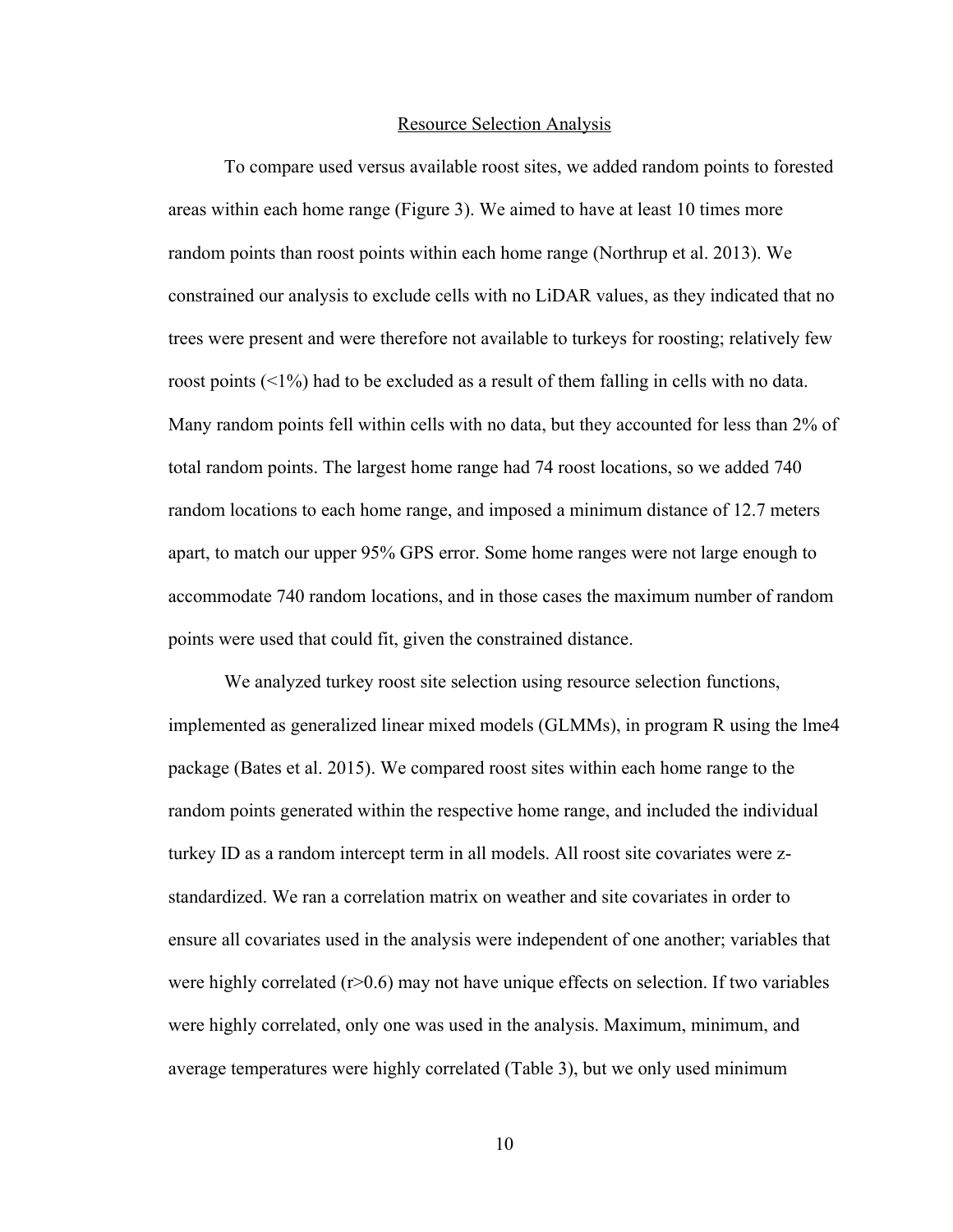## Resource Selection Analysis

To compare used versus available roost sites, we added random points to forested areas within each home range (Figure 3). We aimed to have at least 10 times more random points than roost points within each home range (Northrup et al. 2013). We constrained our analysis to exclude cells with no LiDAR values, as they indicated that no trees were present and were therefore not available to turkeys for roosting; relatively few roost points (<1%) had to be excluded as a result of them falling in cells with no data. Many random points fell within cells with no data, but they accounted for less than 2% of total random points. The largest home range had 74 roost locations, so we added 740 random locations to each home range, and imposed a minimum distance of 12.7 meters apart, to match our upper 95% GPS error. Some home ranges were not large enough to accommodate 740 random locations, and in those cases the maximum number of random points were used that could fit, given the constrained distance.

We analyzed turkey roost site selection using resource selection functions, implemented as generalized linear mixed models (GLMMs), in program R using the lme4 package (Bates et al. 2015). We compared roost sites within each home range to the random points generated within the respective home range, and included the individual turkey ID as a random intercept term in all models. All roost site covariates were z-standardized. We ran a correlation matrix on weather and site covariates in order to ensure all covariates used in the analysis were independent of one another; variables that were highly correlated ($r>0.6$) may not have unique effects on selection. If two variables were highly correlated, only one was used in the analysis. Maximum, minimum, and average temperatures were highly correlated (Table 3), but we only used minimum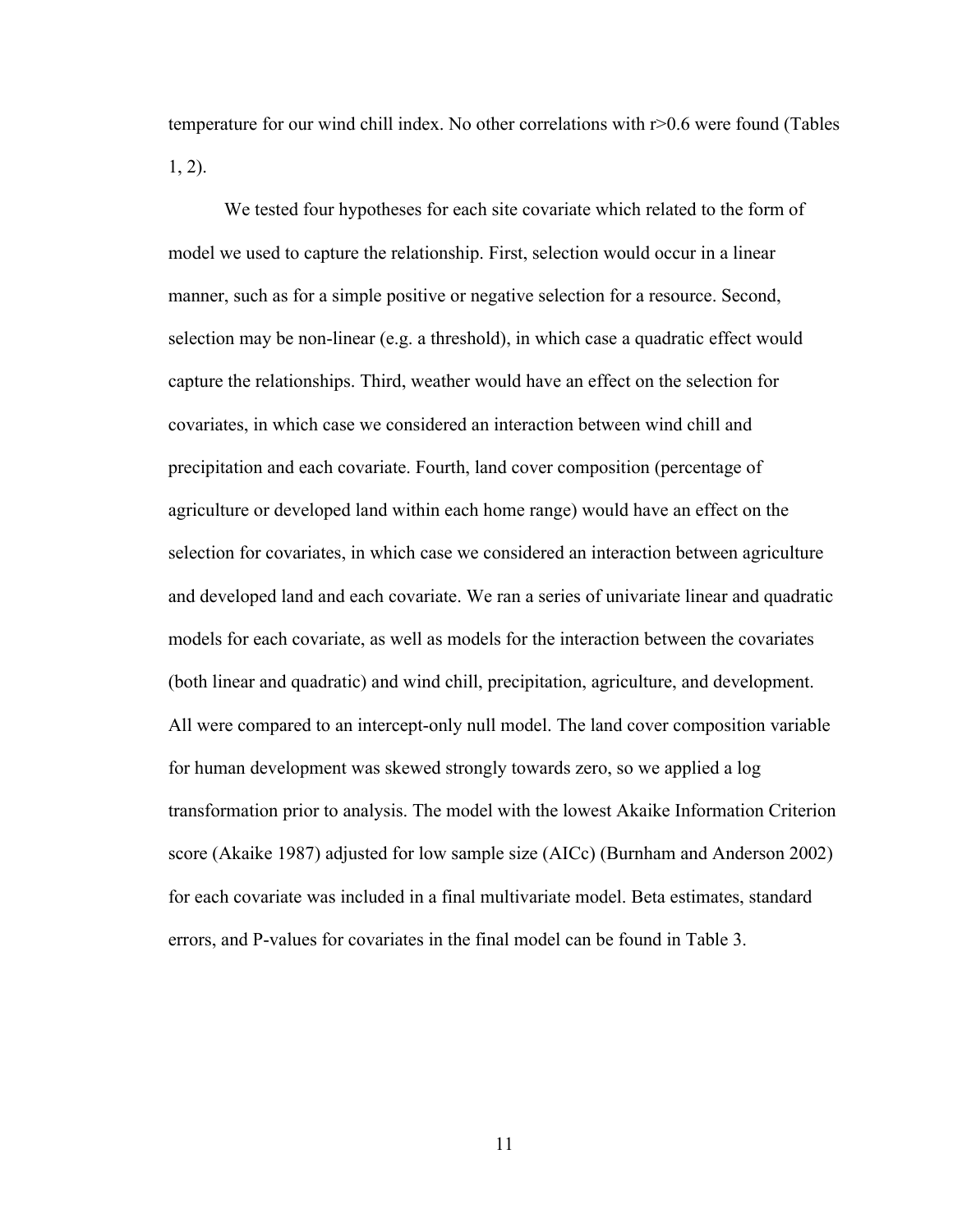temperature for our wind chill index. No other correlations with $r>0.6$ were found (Tables 1, 2).

We tested four hypotheses for each site covariate which related to the form of model we used to capture the relationship. First, selection would occur in a linear manner, such as for a simple positive or negative selection for a resource. Second, selection may be non-linear (e.g. a threshold), in which case a quadratic effect would capture the relationships. Third, weather would have an effect on the selection for covariates, in which case we considered an interaction between wind chill and precipitation and each covariate. Fourth, land cover composition (percentage of agriculture or developed land within each home range) would have an effect on the selection for covariates, in which case we considered an interaction between agriculture and developed land and each covariate. We ran a series of univariate linear and quadratic models for each covariate, as well as models for the interaction between the covariates (both linear and quadratic) and wind chill, precipitation, agriculture, and development. All were compared to an intercept-only null model. The land cover composition variable for human development was skewed strongly towards zero, so we applied a log transformation prior to analysis. The model with the lowest Akaike Information Criterion score (Akaike 1987) adjusted for low sample size (AICc) (Burnham and Anderson 2002) for each covariate was included in a final multivariate model. Beta estimates, standard errors, and P-values for covariates in the final model can be found in Table 3.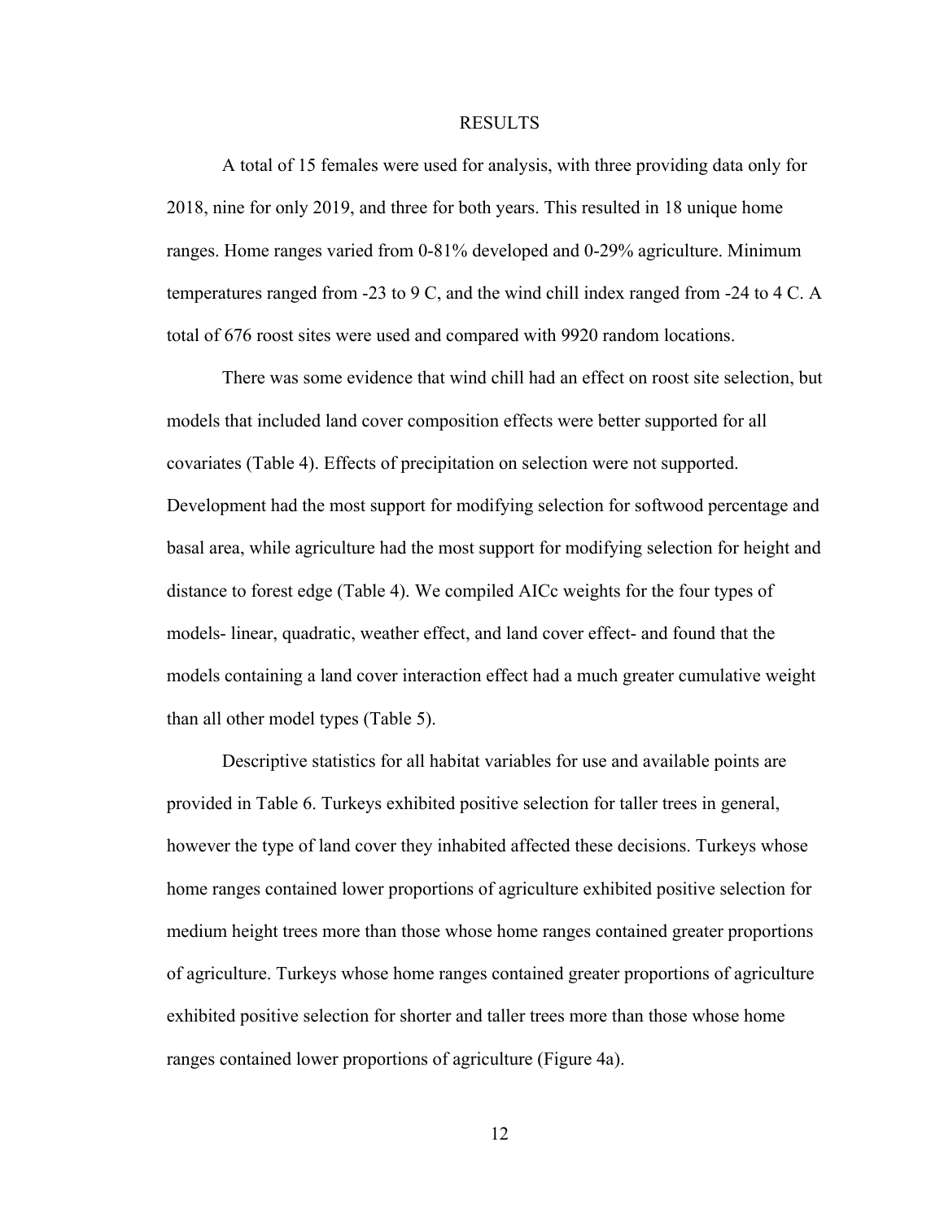# RESULTS

A total of 15 females were used for analysis, with three providing data only for 2018, nine for only 2019, and three for both years. This resulted in 18 unique home ranges. Home ranges varied from 0-81% developed and 0-29% agriculture. Minimum temperatures ranged from -23 to 9 C, and the wind chill index ranged from -24 to 4 C. A total of 676 roost sites were used and compared with 9920 random locations.

There was some evidence that wind chill had an effect on roost site selection, but models that included land cover composition effects were better supported for all covariates (Table 4). Effects of precipitation on selection were not supported. Development had the most support for modifying selection for softwood percentage and basal area, while agriculture had the most support for modifying selection for height and distance to forest edge (Table 4). We compiled AICc weights for the four types of models- linear, quadratic, weather effect, and land cover effect- and found that the models containing a land cover interaction effect had a much greater cumulative weight than all other model types (Table 5).

Descriptive statistics for all habitat variables for use and available points are provided in Table 6. Turkeys exhibited positive selection for taller trees in general, however the type of land cover they inhabited affected these decisions. Turkeys whose home ranges contained lower proportions of agriculture exhibited positive selection for medium height trees more than those whose home ranges contained greater proportions of agriculture. Turkeys whose home ranges contained greater proportions of agriculture exhibited positive selection for shorter and taller trees more than those whose home ranges contained lower proportions of agriculture (Figure 4a).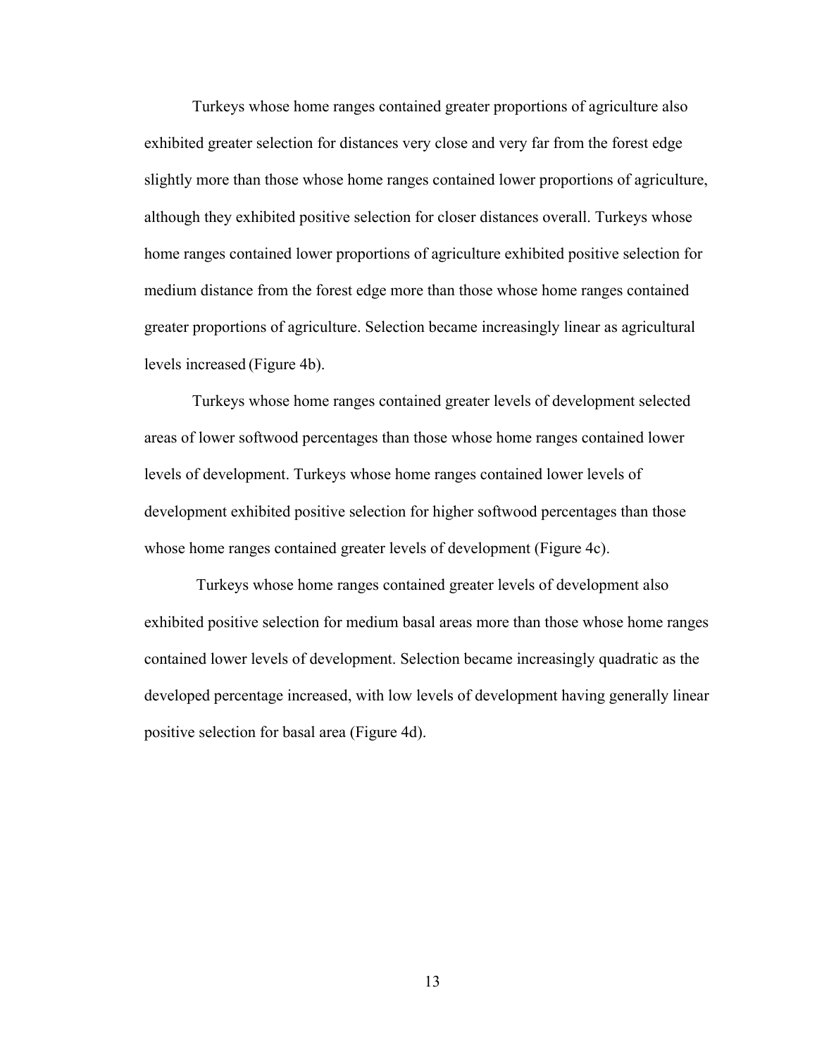Turkeys whose home ranges contained greater proportions of agriculture also exhibited greater selection for distances very close and very far from the forest edge slightly more than those whose home ranges contained lower proportions of agriculture, although they exhibited positive selection for closer distances overall. Turkeys whose home ranges contained lower proportions of agriculture exhibited positive selection for medium distance from the forest edge more than those whose home ranges contained greater proportions of agriculture. Selection became increasingly linear as agricultural levels increased (Figure 4b).

Turkeys whose home ranges contained greater levels of development selected areas of lower softwood percentages than those whose home ranges contained lower levels of development. Turkeys whose home ranges contained lower levels of development exhibited positive selection for higher softwood percentages than those whose home ranges contained greater levels of development (Figure 4c).

Turkeys whose home ranges contained greater levels of development also exhibited positive selection for medium basal areas more than those whose home ranges contained lower levels of development. Selection became increasingly quadratic as the developed percentage increased, with low levels of development having generally linear positive selection for basal area (Figure 4d).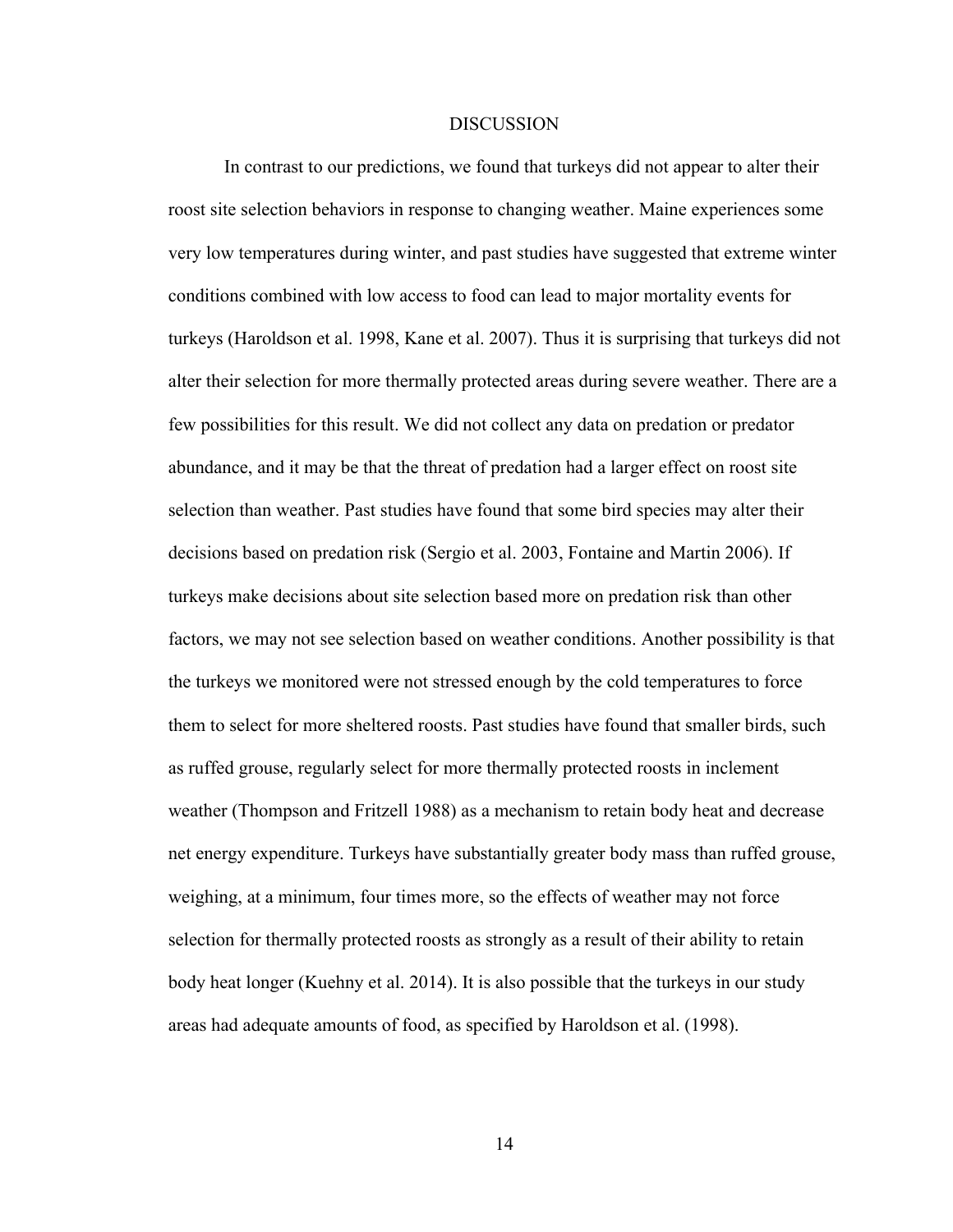# DISCUSSION

In contrast to our predictions, we found that turkeys did not appear to alter their roost site selection behaviors in response to changing weather. Maine experiences some very low temperatures during winter, and past studies have suggested that extreme winter conditions combined with low access to food can lead to major mortality events for turkeys (Haroldson et al. 1998, Kane et al. 2007). Thus it is surprising that turkeys did not alter their selection for more thermally protected areas during severe weather. There are a few possibilities for this result. We did not collect any data on predation or predator abundance, and it may be that the threat of predation had a larger effect on roost site selection than weather. Past studies have found that some bird species may alter their decisions based on predation risk (Sergio et al. 2003, Fontaine and Martin 2006). If turkeys make decisions about site selection based more on predation risk than other factors, we may not see selection based on weather conditions. Another possibility is that the turkeys we monitored were not stressed enough by the cold temperatures to force them to select for more sheltered roosts. Past studies have found that smaller birds, such as ruffed grouse, regularly select for more thermally protected roosts in inclement weather (Thompson and Fritzell 1988) as a mechanism to retain body heat and decrease net energy expenditure. Turkeys have substantially greater body mass than ruffed grouse, weighing, at a minimum, four times more, so the effects of weather may not force selection for thermally protected roosts as strongly as a result of their ability to retain body heat longer (Kuehny et al. 2014). It is also possible that the turkeys in our study areas had adequate amounts of food, as specified by Haroldson et al. (1998).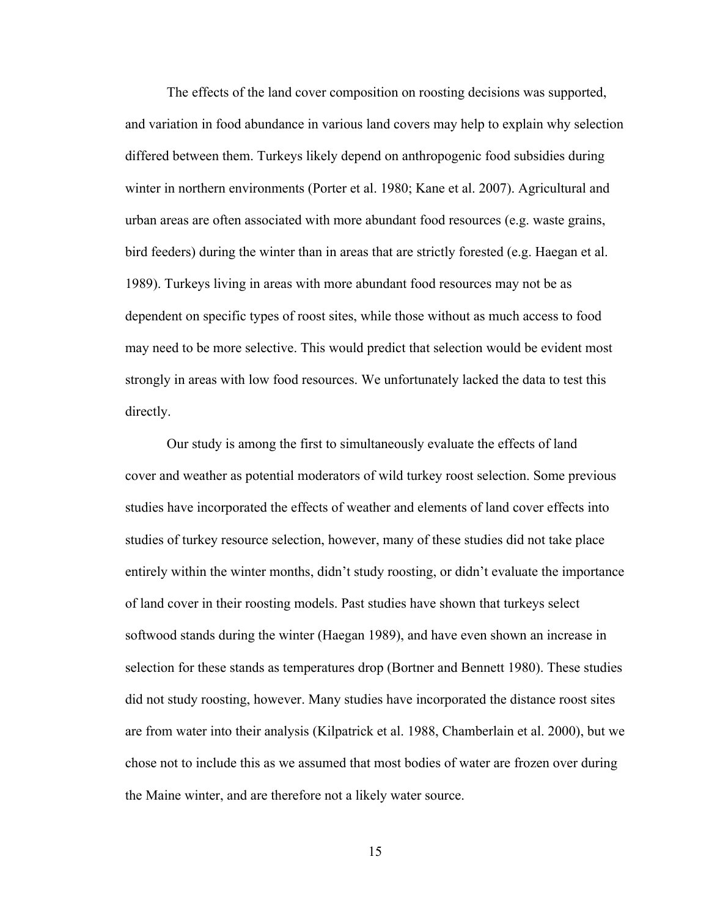The effects of the land cover composition on roosting decisions was supported, and variation in food abundance in various land covers may help to explain why selection differed between them. Turkeys likely depend on anthropogenic food subsidies during winter in northern environments (Porter et al. 1980; Kane et al. 2007). Agricultural and urban areas are often associated with more abundant food resources (e.g. waste grains, bird feeders) during the winter than in areas that are strictly forested (e.g. Haegan et al. 1989). Turkeys living in areas with more abundant food resources may not be as dependent on specific types of roost sites, while those without as much access to food may need to be more selective. This would predict that selection would be evident most strongly in areas with low food resources. We unfortunately lacked the data to test this directly.

Our study is among the first to simultaneously evaluate the effects of land cover and weather as potential moderators of wild turkey roost selection. Some previous studies have incorporated the effects of weather and elements of land cover effects into studies of turkey resource selection, however, many of these studies did not take place entirely within the winter months, didn't study roosting, or didn't evaluate the importance of land cover in their roosting models. Past studies have shown that turkeys select softwood stands during the winter (Haegan 1989), and have even shown an increase in selection for these stands as temperatures drop (Bortner and Bennett 1980). These studies did not study roosting, however. Many studies have incorporated the distance roost sites are from water into their analysis (Kilpatrick et al. 1988, Chamberlain et al. 2000), but we chose not to include this as we assumed that most bodies of water are frozen over during the Maine winter, and are therefore not a likely water source.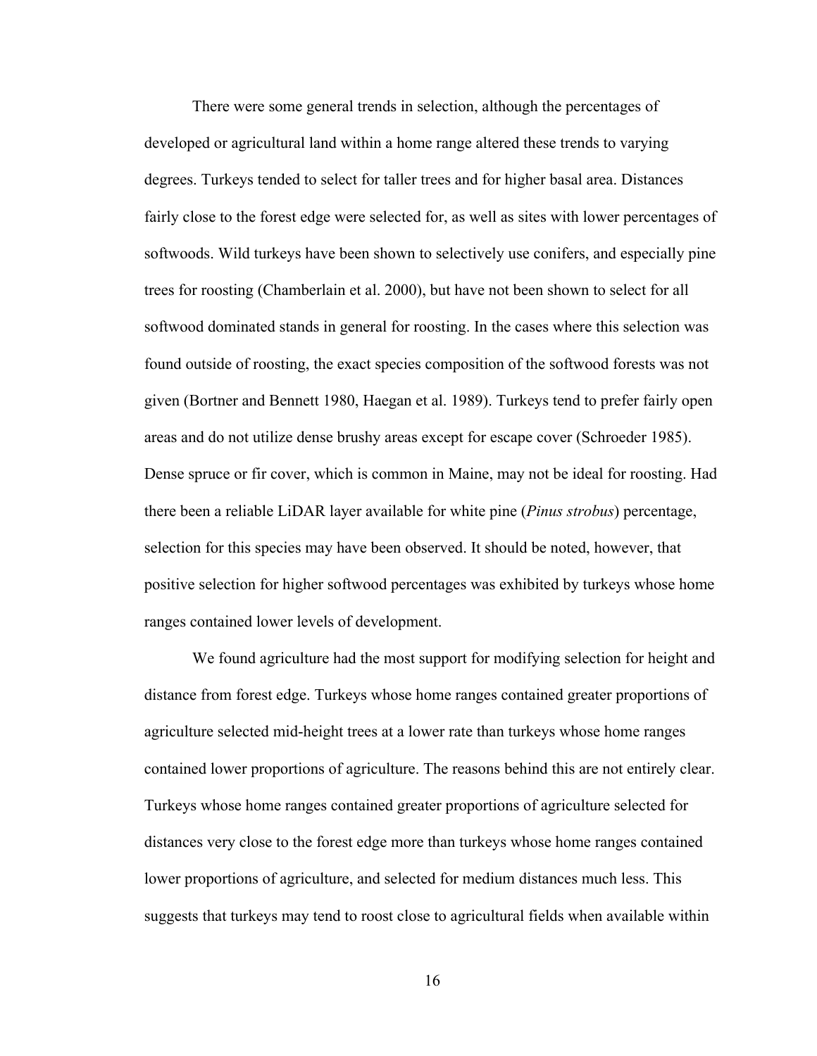There were some general trends in selection, although the percentages of developed or agricultural land within a home range altered these trends to varying degrees. Turkeys tended to select for taller trees and for higher basal area. Distances fairly close to the forest edge were selected for, as well as sites with lower percentages of softwoods. Wild turkeys have been shown to selectively use conifers, and especially pine trees for roosting (Chamberlain et al. 2000), but have not been shown to select for all softwood dominated stands in general for roosting. In the cases where this selection was found outside of roosting, the exact species composition of the softwood forests was not given (Bortner and Bennett 1980, Haegan et al. 1989). Turkeys tend to prefer fairly open areas and do not utilize dense brushy areas except for escape cover (Schroeder 1985). Dense spruce or fir cover, which is common in Maine, may not be ideal for roosting. Had there been a reliable LiDAR layer available for white pine (*Pinus strobus*) percentage, selection for this species may have been observed. It should be noted, however, that positive selection for higher softwood percentages was exhibited by turkeys whose home ranges contained lower levels of development.

We found agriculture had the most support for modifying selection for height and distance from forest edge. Turkeys whose home ranges contained greater proportions of agriculture selected mid-height trees at a lower rate than turkeys whose home ranges contained lower proportions of agriculture. The reasons behind this are not entirely clear. Turkeys whose home ranges contained greater proportions of agriculture selected for distances very close to the forest edge more than turkeys whose home ranges contained lower proportions of agriculture, and selected for medium distances much less. This suggests that turkeys may tend to roost close to agricultural fields when available within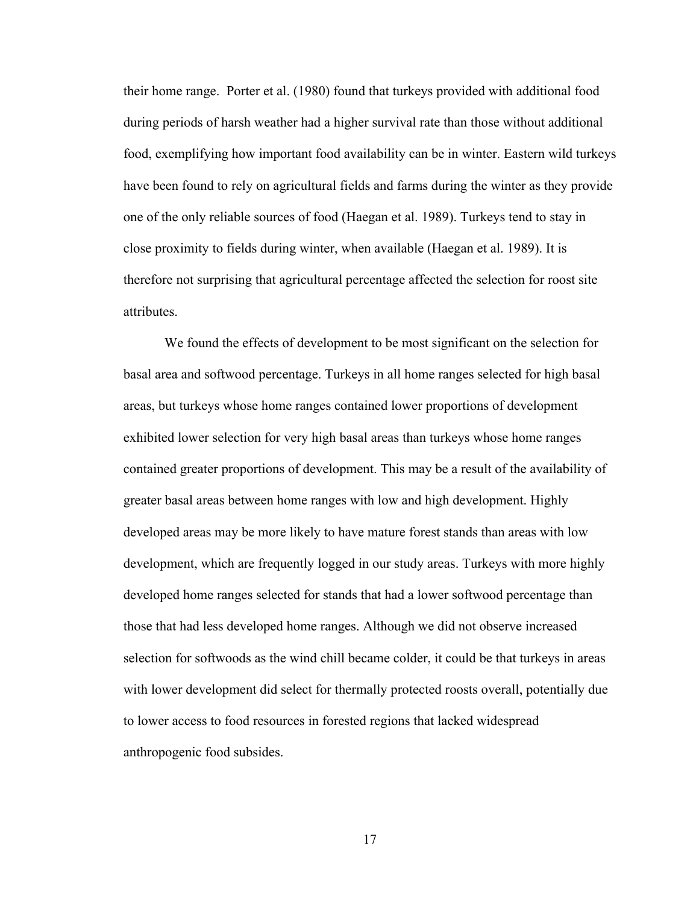their home range. Porter et al. (1980) found that turkeys provided with additional food during periods of harsh weather had a higher survival rate than those without additional food, exemplifying how important food availability can be in winter. Eastern wild turkeys have been found to rely on agricultural fields and farms during the winter as they provide one of the only reliable sources of food (Haegan et al. 1989). Turkeys tend to stay in close proximity to fields during winter, when available (Haegan et al. 1989). It is therefore not surprising that agricultural percentage affected the selection for roost site attributes.

We found the effects of development to be most significant on the selection for basal area and softwood percentage. Turkeys in all home ranges selected for high basal areas, but turkeys whose home ranges contained lower proportions of development exhibited lower selection for very high basal areas than turkeys whose home ranges contained greater proportions of development. This may be a result of the availability of greater basal areas between home ranges with low and high development. Highly developed areas may be more likely to have mature forest stands than areas with low development, which are frequently logged in our study areas. Turkeys with more highly developed home ranges selected for stands that had a lower softwood percentage than those that had less developed home ranges. Although we did not observe increased selection for softwoods as the wind chill became colder, it could be that turkeys in areas with lower development did select for thermally protected roosts overall, potentially due to lower access to food resources in forested regions that lacked widespread anthropogenic food subsides.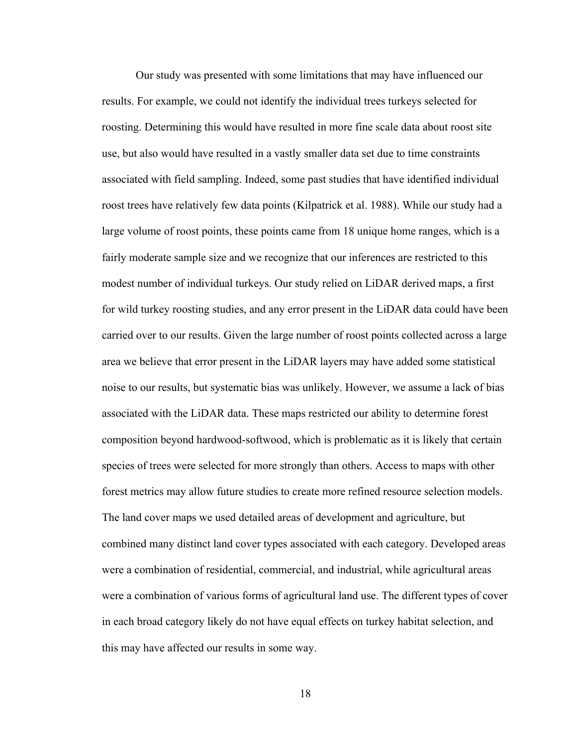Our study was presented with some limitations that may have influenced our results. For example, we could not identify the individual trees turkeys selected for roosting. Determining this would have resulted in more fine scale data about roost site use, but also would have resulted in a vastly smaller data set due to time constraints associated with field sampling. Indeed, some past studies that have identified individual roost trees have relatively few data points (Kilpatrick et al. 1988). While our study had a large volume of roost points, these points came from 18 unique home ranges, which is a fairly moderate sample size and we recognize that our inferences are restricted to this modest number of individual turkeys. Our study relied on LiDAR derived maps, a first for wild turkey roosting studies, and any error present in the LiDAR data could have been carried over to our results. Given the large number of roost points collected across a large area we believe that error present in the LiDAR layers may have added some statistical noise to our results, but systematic bias was unlikely. However, we assume a lack of bias associated with the LiDAR data. These maps restricted our ability to determine forest composition beyond hardwood-softwood, which is problematic as it is likely that certain species of trees were selected for more strongly than others. Access to maps with other forest metrics may allow future studies to create more refined resource selection models. The land cover maps we used detailed areas of development and agriculture, but combined many distinct land cover types associated with each category. Developed areas were a combination of residential, commercial, and industrial, while agricultural areas were a combination of various forms of agricultural land use. The different types of cover in each broad category likely do not have equal effects on turkey habitat selection, and this may have affected our results in some way.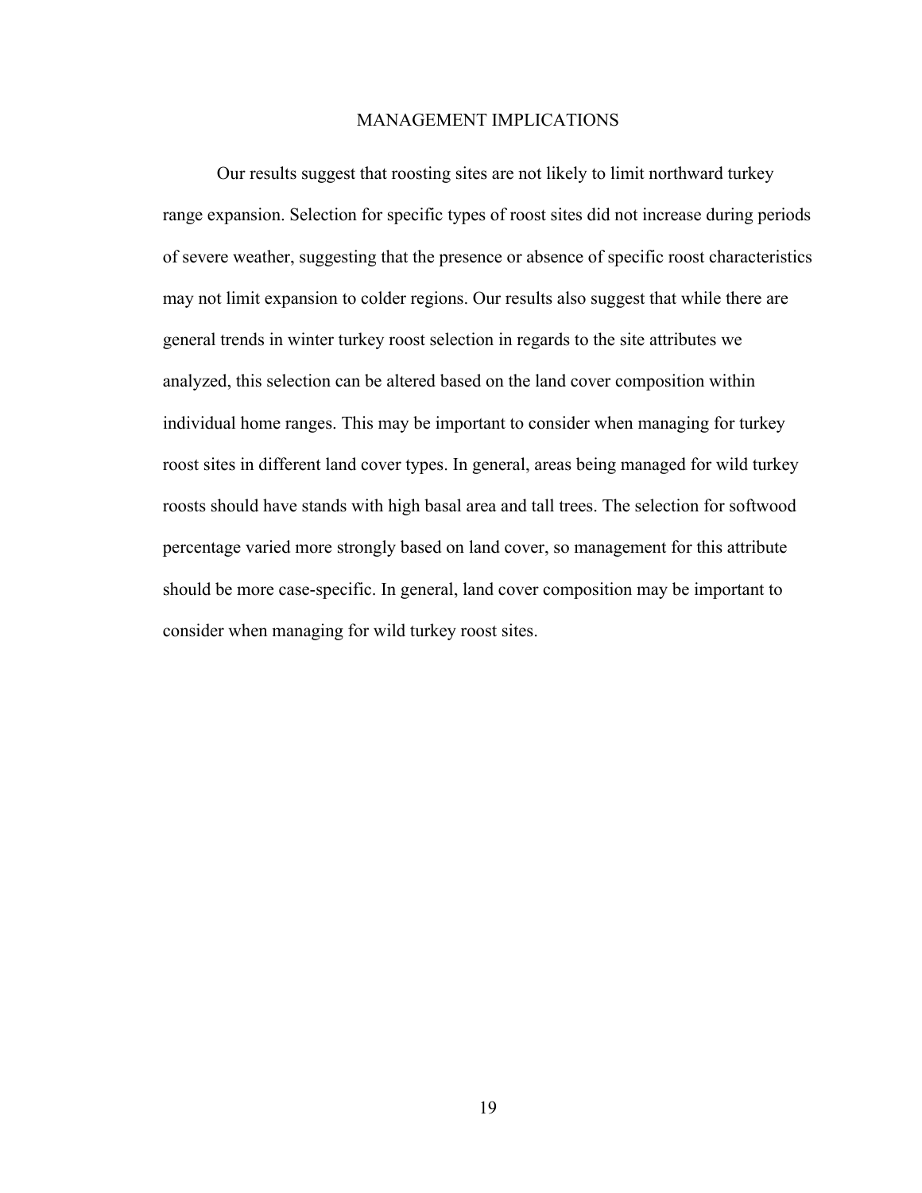## MANAGEMENT IMPLICATIONS

Our results suggest that roosting sites are not likely to limit northward turkey range expansion. Selection for specific types of roost sites did not increase during periods of severe weather, suggesting that the presence or absence of specific roost characteristics may not limit expansion to colder regions. Our results also suggest that while there are general trends in winter turkey roost selection in regards to the site attributes we analyzed, this selection can be altered based on the land cover composition within individual home ranges. This may be important to consider when managing for turkey roost sites in different land cover types. In general, areas being managed for wild turkey roosts should have stands with high basal area and tall trees. The selection for softwood percentage varied more strongly based on land cover, so management for this attribute should be more case-specific. In general, land cover composition may be important to consider when managing for wild turkey roost sites.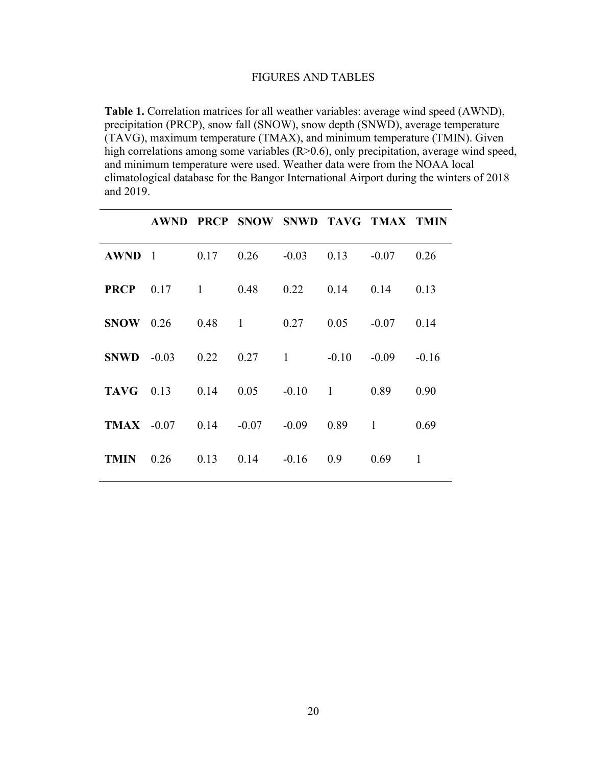FIGURES AND TABLES

**Table 1.** Correlation matrices for all weather variables: average wind speed (AWND), precipitation (PRCP), snow fall (SNOW), snow depth (SNWD), average temperature (TAVG), maximum temperature (TMAX), and minimum temperature (TMIN). Given high correlations among some variables (R>0.6), only precipitation, average wind speed, and minimum temperature were used. Weather data were from the NOAA local climatological database for the Bangor International Airport during the winters of 2018 and 2019.

| | **AWND** | **PRCP** | **SNOW** | **SNWD** | **TAVG** | **TMAX** | **TMIN** |
|---|---|---|---|---|---|---|---|
| **AWND** | 1 | 0.17 | 0.26 | -0.03 | 0.13 | -0.07 | 0.26 |
| **PRCP** | 0.17 | 1 | 0.48 | 0.22 | 0.14 | 0.14 | 0.13 |
| **SNOW** | 0.26 | 0.48 | 1 | 0.27 | 0.05 | -0.07 | 0.14 |
| **SNWD** | -0.03 | 0.22 | 0.27 | 1 | -0.10 | -0.09 | -0.16 |
| **TAVG** | 0.13 | 0.14 | 0.05 | -0.10 | 1 | 0.89 | 0.90 |
| **TMAX** | -0.07 | 0.14 | -0.07 | -0.09 | 0.89 | 1 | 0.69 |
| **TMIN** | 0.26 | 0.13 | 0.14 | -0.16 | 0.9 | 0.69 | 1 |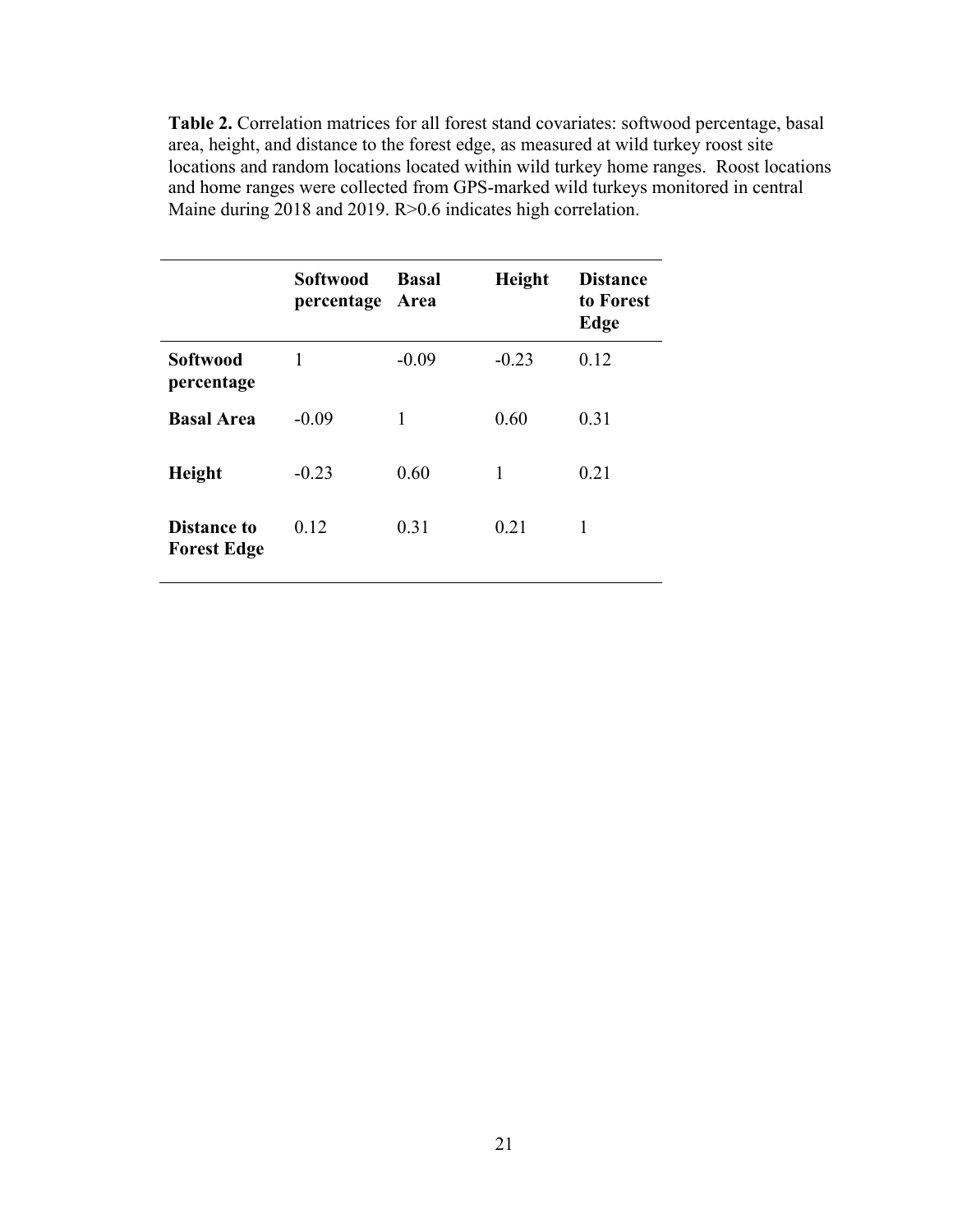**Table 2.** Correlation matrices for all forest stand covariates: softwood percentage, basal area, height, and distance to the forest edge, as measured at wild turkey roost site locations and random locations located within wild turkey home ranges. Roost locations and home ranges were collected from GPS-marked wild turkeys monitored in central Maine during 2018 and 2019. R>0.6 indicates high correlation.

| | **Softwood percentage** | **Basal Area** | **Height** | **Distance to Forest Edge** |
|---|---|---|---|---|
| **Softwood percentage** | 1 | -0.09 | -0.23 | 0.12 |
| **Basal Area** | -0.09 | 1 | 0.60 | 0.31 |
| **Height** | -0.23 | 0.60 | 1 | 0.21 |
| **Distance to Forest Edge** | 0.12 | 0.31 | 0.21 | 1 |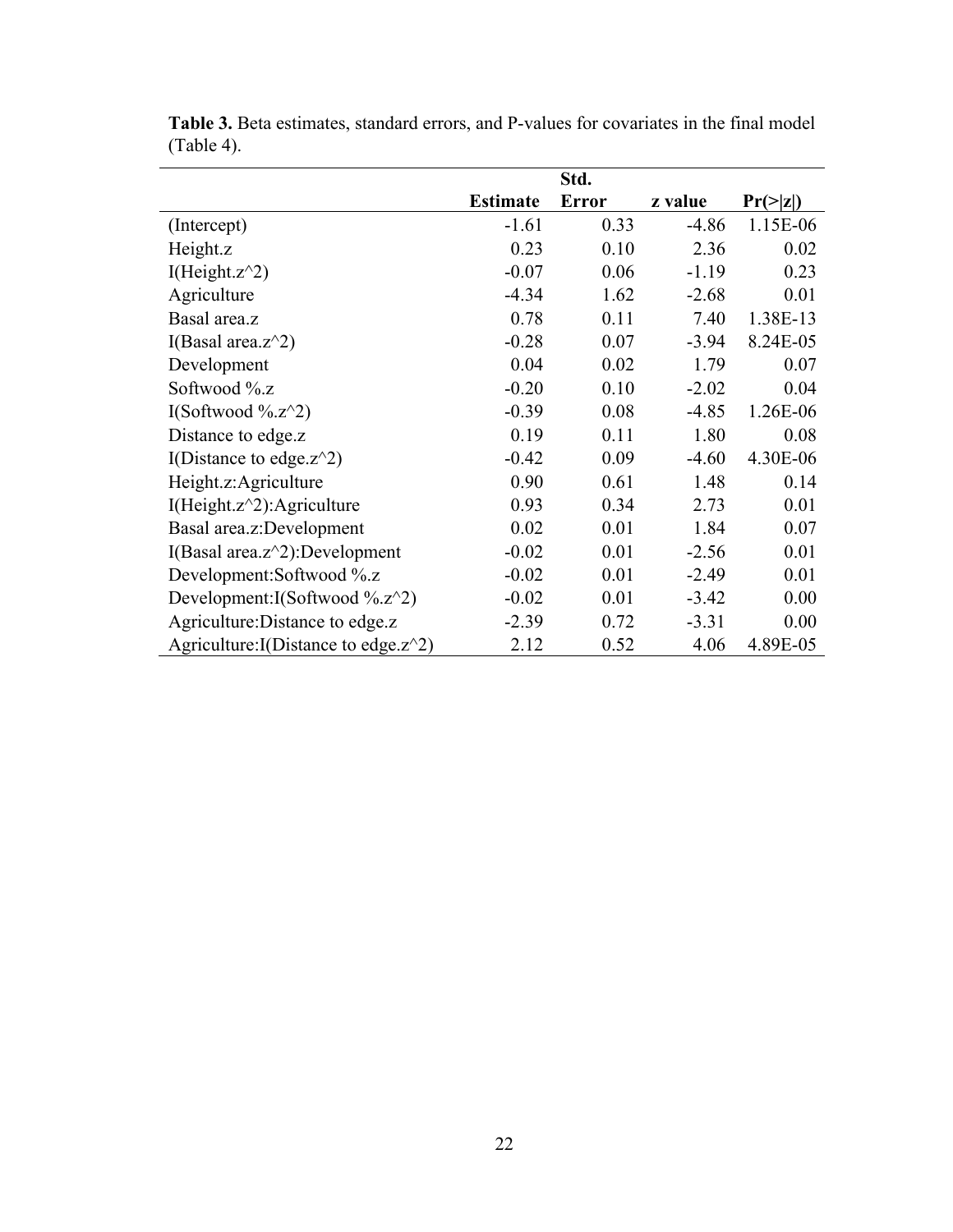**Table 3.** Beta estimates, standard errors, and P-values for covariates in the final model (Table 4).

| | Estimate | Std. Error | z value | Pr(>\|z\|) |
|---|---|---|---|---|
| (Intercept) | -1.61 | 0.33 | -4.86 | 1.15E-06 |
| Height.z | 0.23 | 0.10 | 2.36 | 0.02 |
| I(Height.z^2) | -0.07 | 0.06 | -1.19 | 0.23 |
| Agriculture | -4.34 | 1.62 | -2.68 | 0.01 |
| Basal area.z | 0.78 | 0.11 | 7.40 | 1.38E-13 |
| I(Basal area.z^2) | -0.28 | 0.07 | -3.94 | 8.24E-05 |
| Development | 0.04 | 0.02 | 1.79 | 0.07 |
| Softwood %.z | -0.20 | 0.10 | -2.02 | 0.04 |
| I(Softwood %.z^2) | -0.39 | 0.08 | -4.85 | 1.26E-06 |
| Distance to edge.z | 0.19 | 0.11 | 1.80 | 0.08 |
| I(Distance to edge.z^2) | -0.42 | 0.09 | -4.60 | 4.30E-06 |
| Height.z:Agriculture | 0.90 | 0.61 | 1.48 | 0.14 |
| I(Height.z^2):Agriculture | 0.93 | 0.34 | 2.73 | 0.01 |
| Basal area.z:Development | 0.02 | 0.01 | 1.84 | 0.07 |
| I(Basal area.z^2):Development | -0.02 | 0.01 | -2.56 | 0.01 |
| Development:Softwood %.z | -0.02 | 0.01 | -2.49 | 0.01 |
| Development:I(Softwood %.z^2) | -0.02 | 0.01 | -3.42 | 0.00 |
| Agriculture:Distance to edge.z | -2.39 | 0.72 | -3.31 | 0.00 |
| Agriculture:I(Distance to edge.z^2) | 2.12 | 0.52 | 4.06 | 4.89E-05 |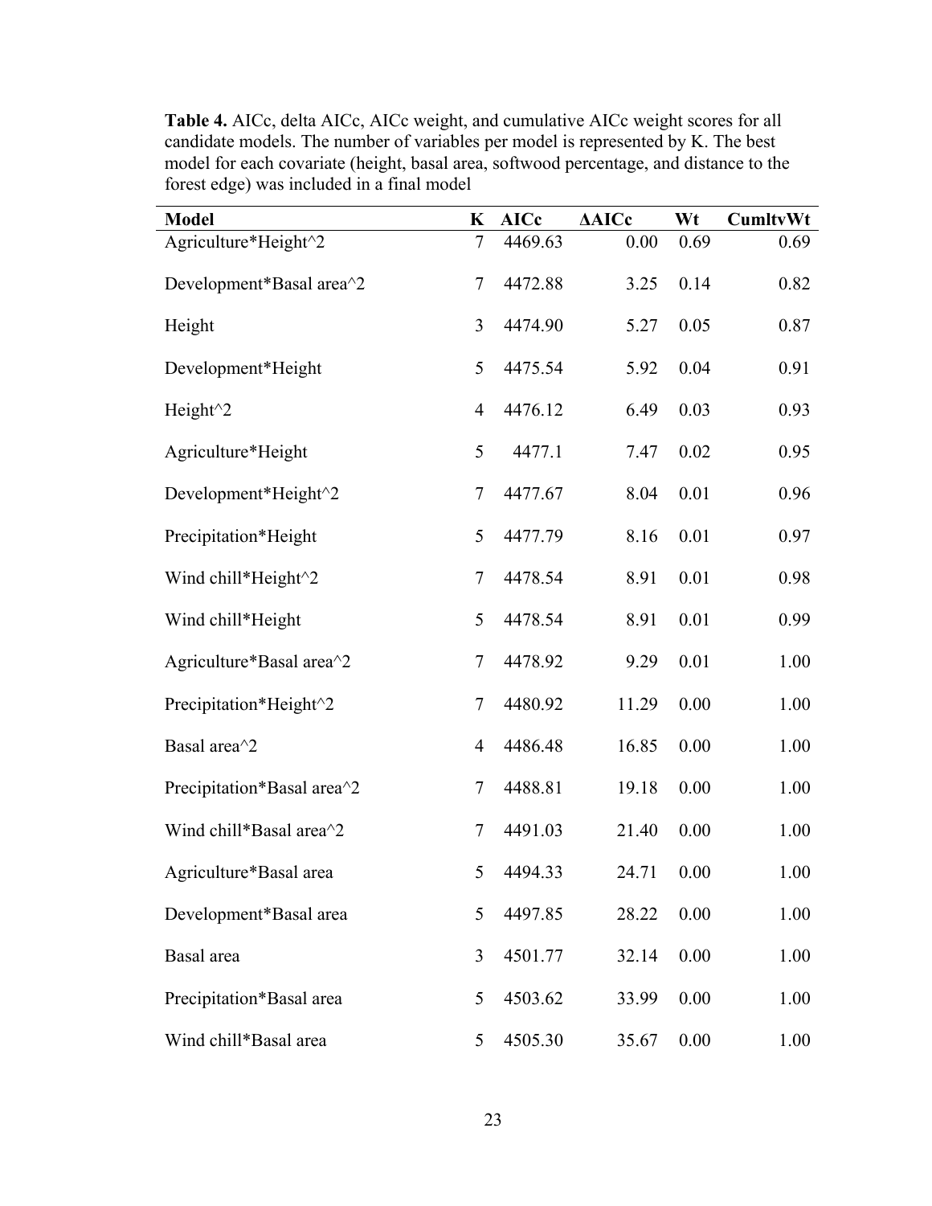**Table 4.** AICc, delta AICc, AICc weight, and cumulative AICc weight scores for all candidate models. The number of variables per model is represented by K. The best model for each covariate (height, basal area, softwood percentage, and distance to the forest edge) was included in a final model

| Model | K | AICc | ΔAICc | Wt | CumltvWt |
|---|---|---|---|---|---|
| Agriculture*Height^2 | 7 | 4469.63 | 0.00 | 0.69 | 0.69 |
| Development*Basal area^2 | 7 | 4472.88 | 3.25 | 0.14 | 0.82 |
| Height | 3 | 4474.90 | 5.27 | 0.05 | 0.87 |
| Development*Height | 5 | 4475.54 | 5.92 | 0.04 | 0.91 |
| Height^2 | 4 | 4476.12 | 6.49 | 0.03 | 0.93 |
| Agriculture*Height | 5 | 4477.1 | 7.47 | 0.02 | 0.95 |
| Development*Height^2 | 7 | 4477.67 | 8.04 | 0.01 | 0.96 |
| Precipitation*Height | 5 | 4477.79 | 8.16 | 0.01 | 0.97 |
| Wind chill*Height^2 | 7 | 4478.54 | 8.91 | 0.01 | 0.98 |
| Wind chill*Height | 5 | 4478.54 | 8.91 | 0.01 | 0.99 |
| Agriculture*Basal area^2 | 7 | 4478.92 | 9.29 | 0.01 | 1.00 |
| Precipitation*Height^2 | 7 | 4480.92 | 11.29 | 0.00 | 1.00 |
| Basal area^2 | 4 | 4486.48 | 16.85 | 0.00 | 1.00 |
| Precipitation*Basal area^2 | 7 | 4488.81 | 19.18 | 0.00 | 1.00 |
| Wind chill*Basal area^2 | 7 | 4491.03 | 21.40 | 0.00 | 1.00 |
| Agriculture*Basal area | 5 | 4494.33 | 24.71 | 0.00 | 1.00 |
| Development*Basal area | 5 | 4497.85 | 28.22 | 0.00 | 1.00 |
| Basal area | 3 | 4501.77 | 32.14 | 0.00 | 1.00 |
| Precipitation*Basal area | 5 | 4503.62 | 33.99 | 0.00 | 1.00 |
| Wind chill*Basal area | 5 | 4505.30 | 35.67 | 0.00 | 1.00 |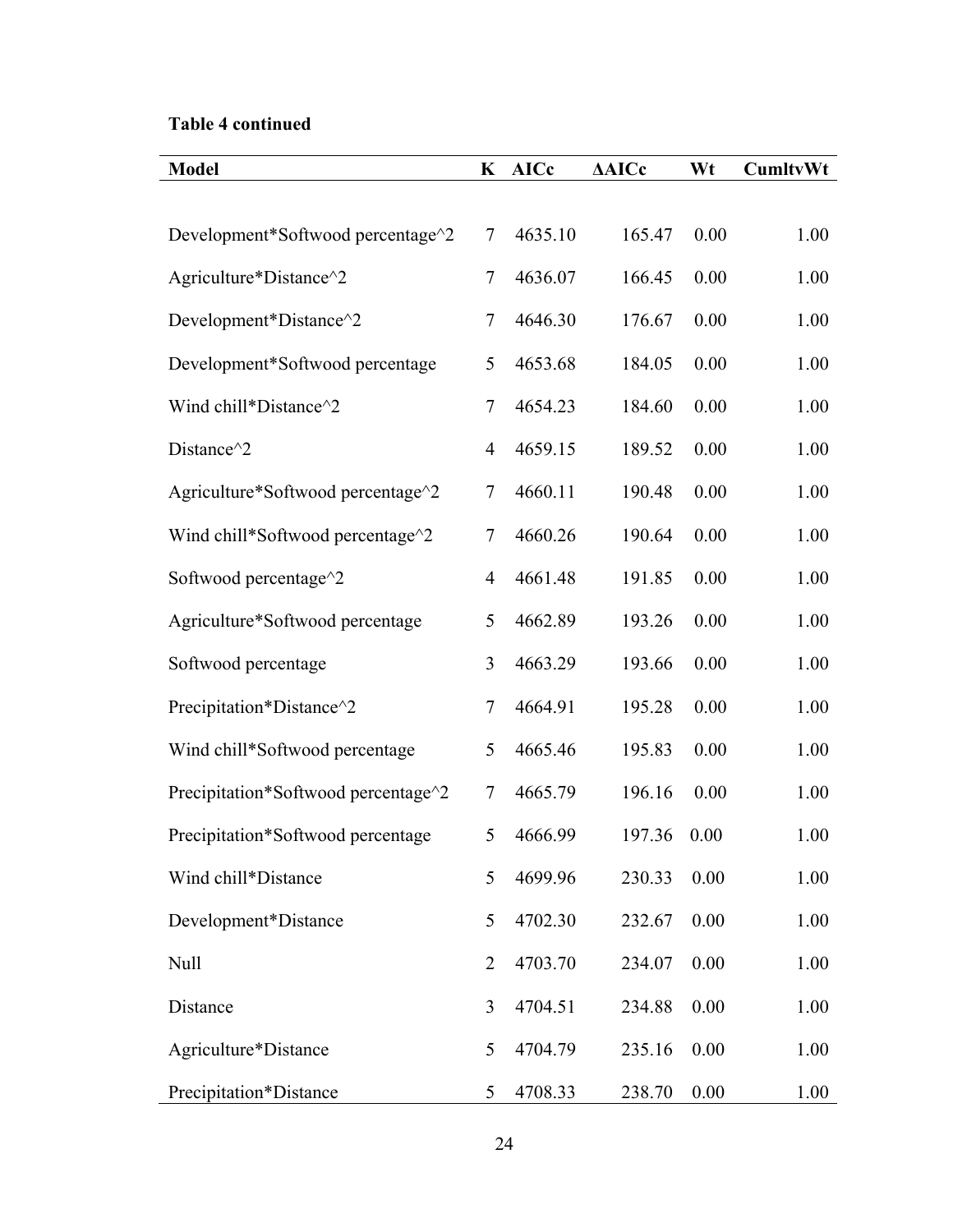**Table 4 continued**

| Model | K | AICc | ΔAICc | Wt | CumltvWt |
|---|---|---|---|---|---|
| Development*Softwood percentage^2 | 7 | 4635.10 | 165.47 | 0.00 | 1.00 |
| Agriculture*Distance^2 | 7 | 4636.07 | 166.45 | 0.00 | 1.00 |
| Development*Distance^2 | 7 | 4646.30 | 176.67 | 0.00 | 1.00 |
| Development*Softwood percentage | 5 | 4653.68 | 184.05 | 0.00 | 1.00 |
| Wind chill*Distance^2 | 7 | 4654.23 | 184.60 | 0.00 | 1.00 |
| Distance^2 | 4 | 4659.15 | 189.52 | 0.00 | 1.00 |
| Agriculture*Softwood percentage^2 | 7 | 4660.11 | 190.48 | 0.00 | 1.00 |
| Wind chill*Softwood percentage^2 | 7 | 4660.26 | 190.64 | 0.00 | 1.00 |
| Softwood percentage^2 | 4 | 4661.48 | 191.85 | 0.00 | 1.00 |
| Agriculture*Softwood percentage | 5 | 4662.89 | 193.26 | 0.00 | 1.00 |
| Softwood percentage | 3 | 4663.29 | 193.66 | 0.00 | 1.00 |
| Precipitation*Distance^2 | 7 | 4664.91 | 195.28 | 0.00 | 1.00 |
| Wind chill*Softwood percentage | 5 | 4665.46 | 195.83 | 0.00 | 1.00 |
| Precipitation*Softwood percentage^2 | 7 | 4665.79 | 196.16 | 0.00 | 1.00 |
| Precipitation*Softwood percentage | 5 | 4666.99 | 197.36 | 0.00 | 1.00 |
| Wind chill*Distance | 5 | 4699.96 | 230.33 | 0.00 | 1.00 |
| Development*Distance | 5 | 4702.30 | 232.67 | 0.00 | 1.00 |
| Null | 2 | 4703.70 | 234.07 | 0.00 | 1.00 |
| Distance | 3 | 4704.51 | 234.88 | 0.00 | 1.00 |
| Agriculture*Distance | 5 | 4704.79 | 235.16 | 0.00 | 1.00 |
| Precipitation*Distance | 5 | 4708.33 | 238.70 | 0.00 | 1.00 |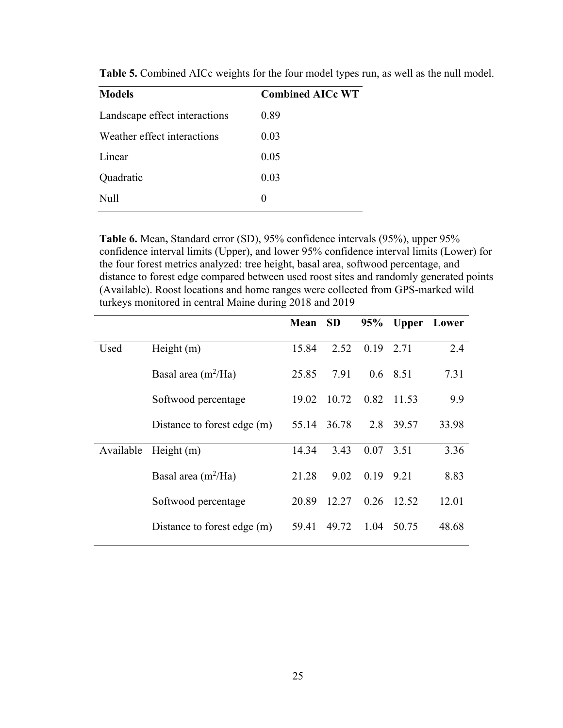**Table 5.** Combined AICc weights for the four model types run, as well as the null model.

| Models | Combined AICc WT |
|---|---|
| Landscape effect interactions | 0.89 |
| Weather effect interactions | 0.03 |
| Linear | 0.05 |
| Quadratic | 0.03 |
| Null | 0 |

**Table 6.** Mean**,** Standard error (SD), 95% confidence intervals (95%), upper 95% confidence interval limits (Upper), and lower 95% confidence interval limits (Lower) for the four forest metrics analyzed: tree height, basal area, softwood percentage, and distance to forest edge compared between used roost sites and randomly generated points (Available). Roost locations and home ranges were collected from GPS-marked wild turkeys monitored in central Maine during 2018 and 2019

| | | Mean | SD | 95% | Upper | Lower |
|---|---|---|---|---|---|---|
| Used | Height (m) | 15.84 | 2.52 | 0.19 | 2.71 | 2.4 |
| | Basal area ($m^2$/Ha) | 25.85 | 7.91 | 0.6 | 8.51 | 7.31 |
| | Softwood percentage | 19.02 | 10.72 | 0.82 | 11.53 | 9.9 |
| | Distance to forest edge (m) | 55.14 | 36.78 | 2.8 | 39.57 | 33.98 |
| Available | Height (m) | 14.34 | 3.43 | 0.07 | 3.51 | 3.36 |
| | Basal area ($m^2$/Ha) | 21.28 | 9.02 | 0.19 | 9.21 | 8.83 |
| | Softwood percentage | 20.89 | 12.27 | 0.26 | 12.52 | 12.01 |
| | Distance to forest edge (m) | 59.41 | 49.72 | 1.04 | 50.75 | 48.68 |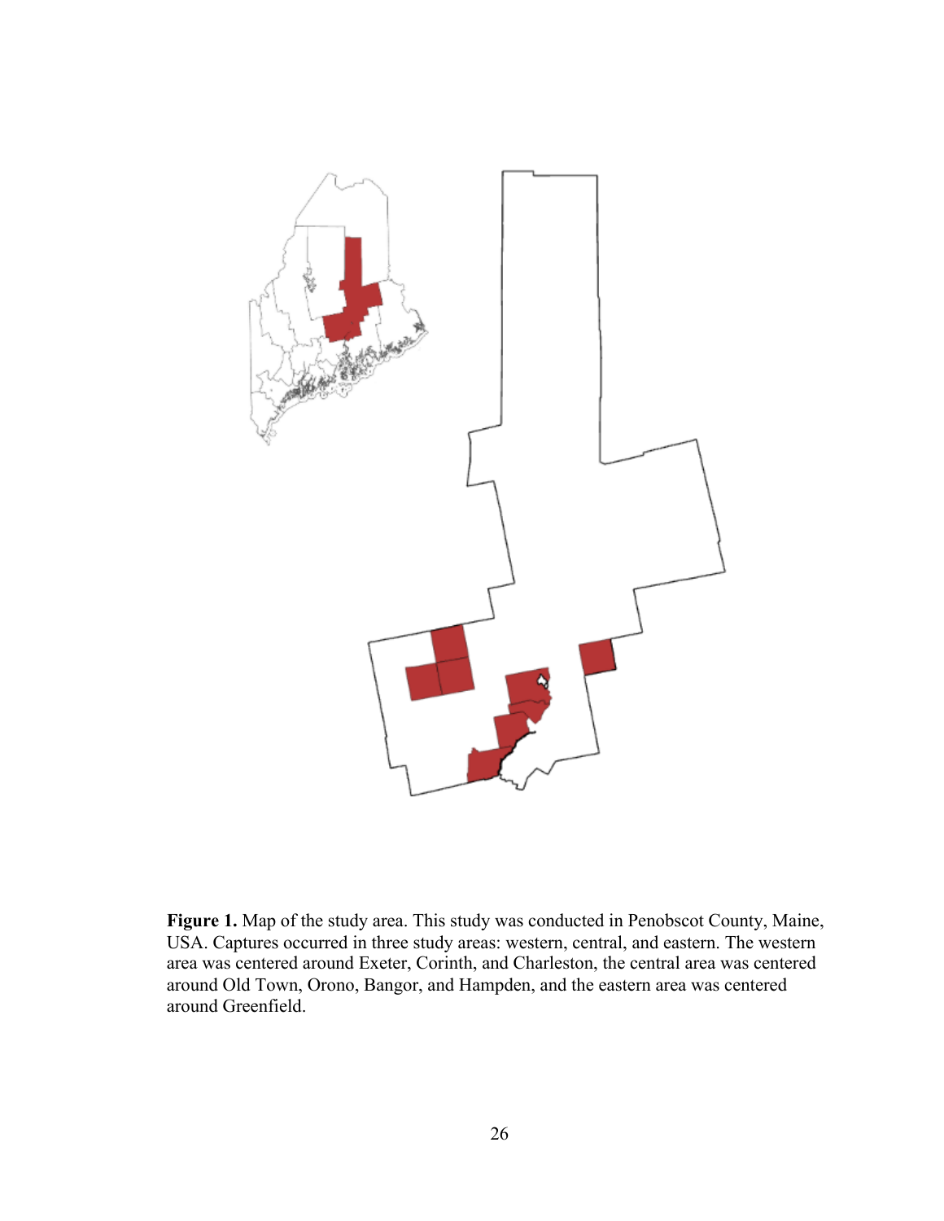**Figure 1.** Map of the study area. This study was conducted in Penobscot County, Maine, USA. Captures occurred in three study areas: western, central, and eastern. The western area was centered around Exeter, Corinth, and Charleston, the central area was centered around Old Town, Orono, Bangor, and Hampden, and the eastern area was centered around Greenfield.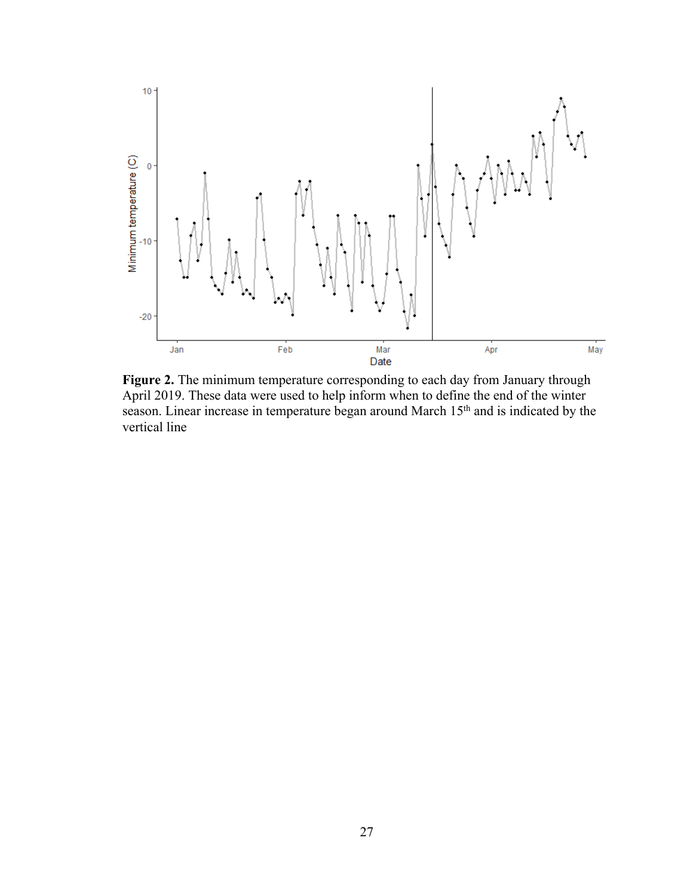**Figure 2.** The minimum temperature corresponding to each day from January through April 2019. These data were used to help inform when to define the end of the winter season. Linear increase in temperature began around March 15th and is indicated by the vertical line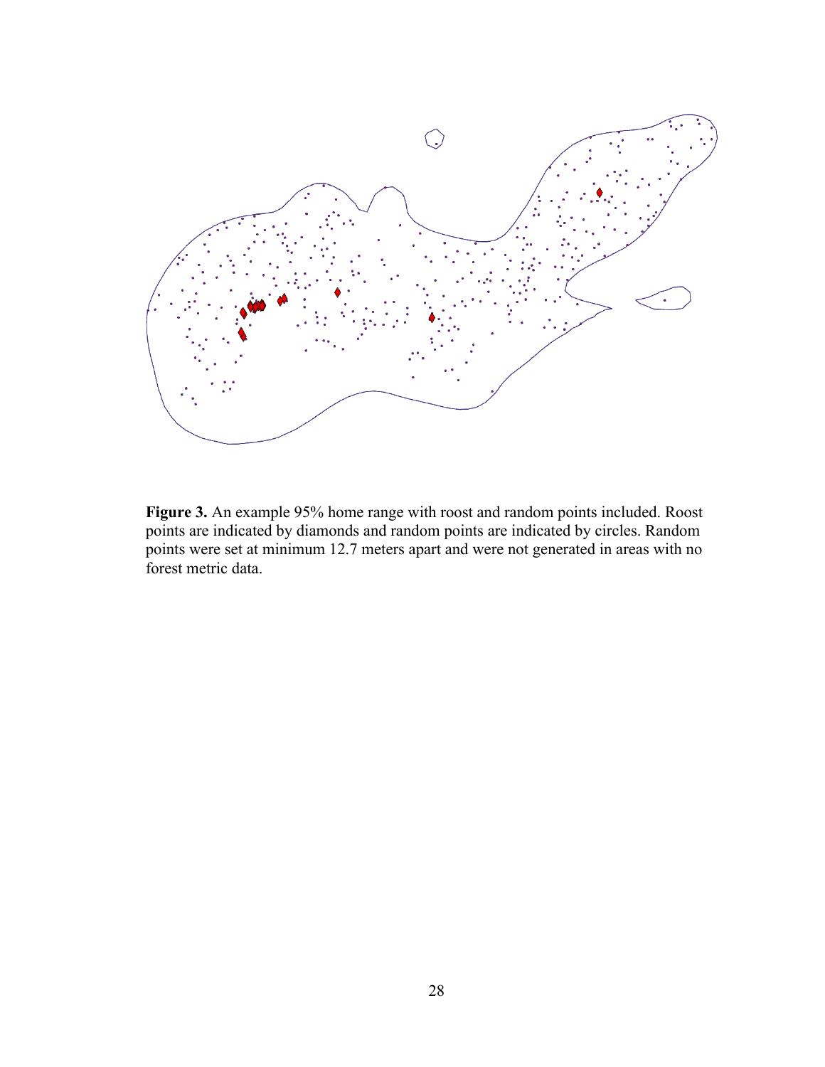**Figure 3.** An example 95% home range with roost and random points included. Roost points are indicated by diamonds and random points are indicated by circles. Random points were set at minimum 12.7 meters apart and were not generated in areas with no forest metric data.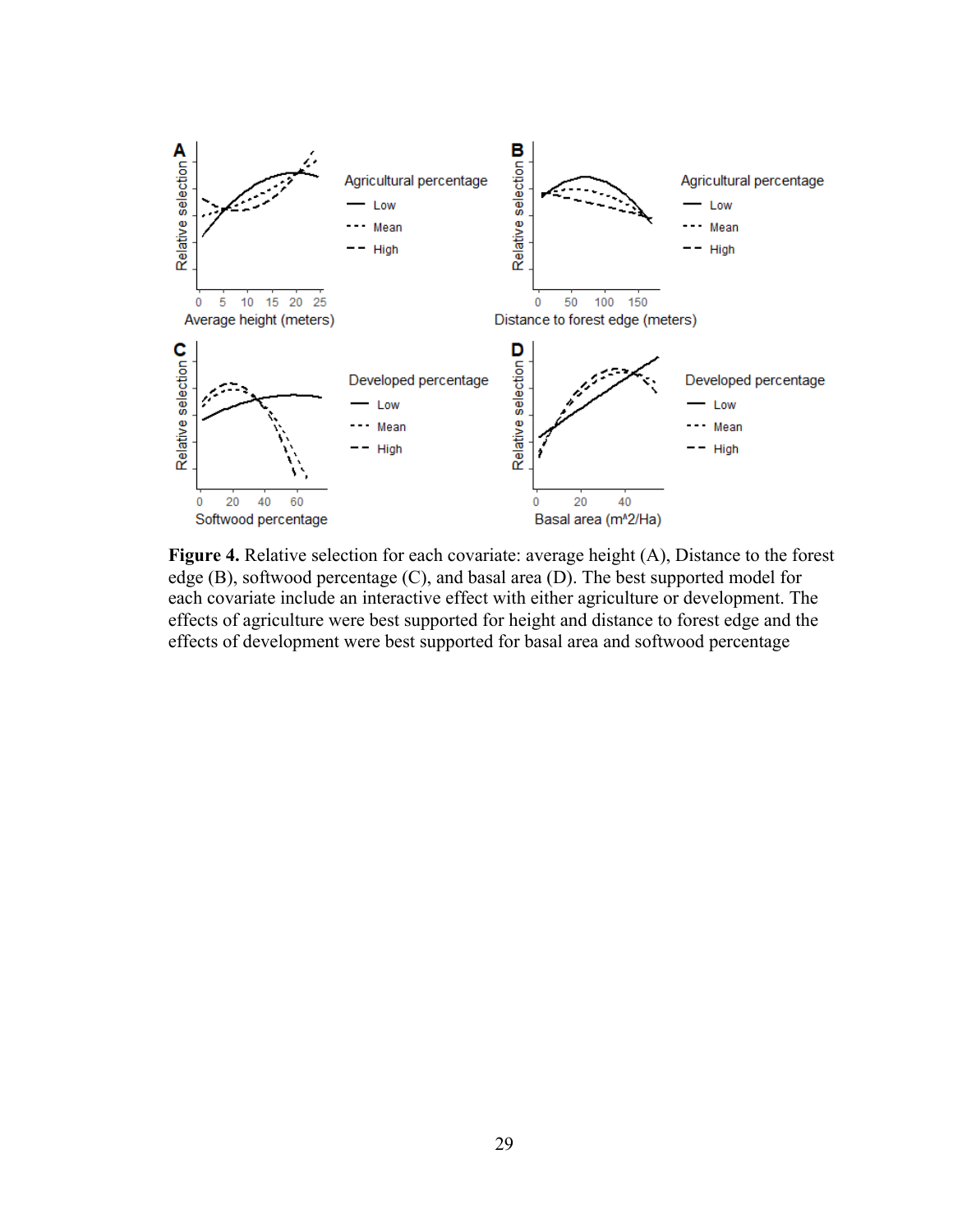**Figure 4.** Relative selection for each covariate: average height (A), Distance to the forest edge (B), softwood percentage (C), and basal area (D). The best supported model for each covariate include an interactive effect with either agriculture or development. The effects of agriculture were best supported for height and distance to forest edge and the effects of development were best supported for basal area and softwood percentage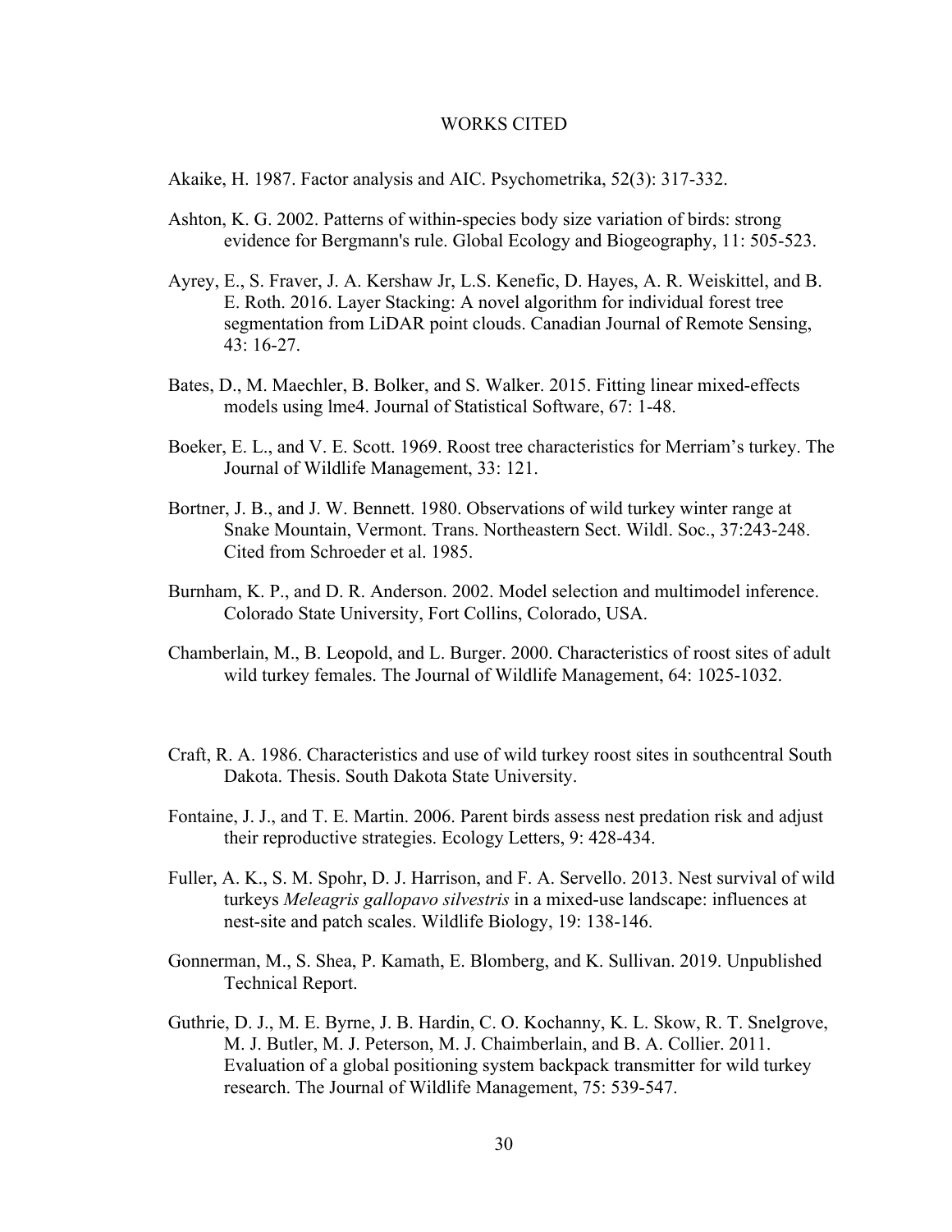# WORKS CITED

Akaike, H. 1987. Factor analysis and AIC. Psychometrika, 52(3): 317-332.

Ashton, K. G. 2002. Patterns of within-species body size variation of birds: strong evidence for Bergmann's rule. Global Ecology and Biogeography, 11: 505-523.

Ayrey, E., S. Fraver, J. A. Kershaw Jr, L.S. Kenefic, D. Hayes, A. R. Weiskittel, and B. E. Roth. 2016. Layer Stacking: A novel algorithm for individual forest tree segmentation from LiDAR point clouds. Canadian Journal of Remote Sensing, 43: 16-27.

Bates, D., M. Maechler, B. Bolker, and S. Walker. 2015. Fitting linear mixed-effects models using lme4. Journal of Statistical Software, 67: 1-48.

Boeker, E. L., and V. E. Scott. 1969. Roost tree characteristics for Merriam's turkey. The Journal of Wildlife Management, 33: 121.

Bortner, J. B., and J. W. Bennett. 1980. Observations of wild turkey winter range at Snake Mountain, Vermont. Trans. Northeastern Sect. Wildl. Soc., 37:243-248. Cited from Schroeder et al. 1985.

Burnham, K. P., and D. R. Anderson. 2002. Model selection and multimodel inference. Colorado State University, Fort Collins, Colorado, USA.

Chamberlain, M., B. Leopold, and L. Burger. 2000. Characteristics of roost sites of adult wild turkey females. The Journal of Wildlife Management, 64: 1025-1032.

Craft, R. A. 1986. Characteristics and use of wild turkey roost sites in southcentral South Dakota. Thesis. South Dakota State University.

Fontaine, J. J., and T. E. Martin. 2006. Parent birds assess nest predation risk and adjust their reproductive strategies. Ecology Letters, 9: 428-434.

Fuller, A. K., S. M. Spohr, D. J. Harrison, and F. A. Servello. 2013. Nest survival of wild turkeys *Meleagris gallopavo silvestris* in a mixed-use landscape: influences at nest-site and patch scales. Wildlife Biology, 19: 138-146.

Gonnerman, M., S. Shea, P. Kamath, E. Blomberg, and K. Sullivan. 2019. Unpublished Technical Report.

Guthrie, D. J., M. E. Byrne, J. B. Hardin, C. O. Kochanny, K. L. Skow, R. T. Snelgrove, M. J. Butler, M. J. Peterson, M. J. Chaimberlain, and B. A. Collier. 2011. Evaluation of a global positioning system backpack transmitter for wild turkey research. The Journal of Wildlife Management, 75: 539-547.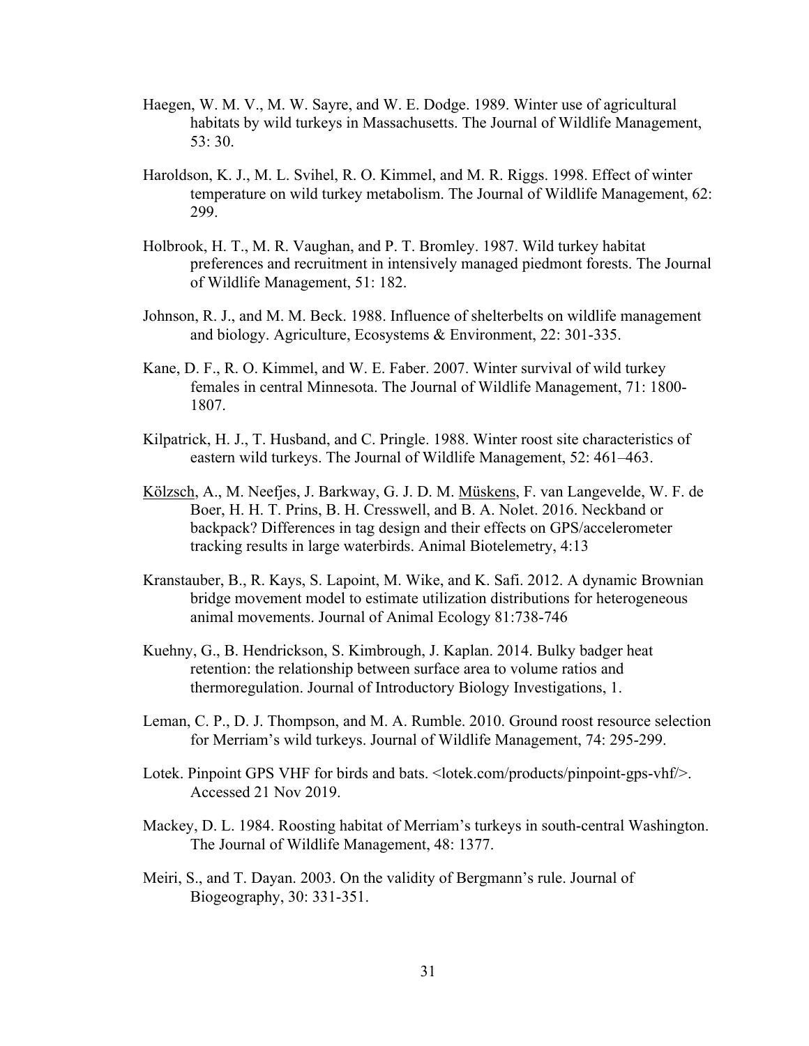Haegen, W. M. V., M. W. Sayre, and W. E. Dodge. 1989. Winter use of agricultural habitats by wild turkeys in Massachusetts. The Journal of Wildlife Management, 53: 30.

Haroldson, K. J., M. L. Svihel, R. O. Kimmel, and M. R. Riggs. 1998. Effect of winter temperature on wild turkey metabolism. The Journal of Wildlife Management, 62: 299.

Holbrook, H. T., M. R. Vaughan, and P. T. Bromley. 1987. Wild turkey habitat preferences and recruitment in intensively managed piedmont forests. The Journal of Wildlife Management, 51: 182.

Johnson, R. J., and M. M. Beck. 1988. Influence of shelterbelts on wildlife management and biology. Agriculture, Ecosystems & Environment, 22: 301-335.

Kane, D. F., R. O. Kimmel, and W. E. Faber. 2007. Winter survival of wild turkey females in central Minnesota. The Journal of Wildlife Management, 71: 1800-1807.

Kilpatrick, H. J., T. Husband, and C. Pringle. 1988. Winter roost site characteristics of eastern wild turkeys. The Journal of Wildlife Management, 52: 461–463.

Kölzsch, A., M. Neefjes, J. Barkway, G. J. D. M. Müskens, F. van Langevelde, W. F. de Boer, H. H. T. Prins, B. H. Cresswell, and B. A. Nolet. 2016. Neckband or backpack? Differences in tag design and their effects on GPS/accelerometer tracking results in large waterbirds. Animal Biotelemetry, 4:13

Kranstauber, B., R. Kays, S. Lapoint, M. Wike, and K. Safi. 2012. A dynamic Brownian bridge movement model to estimate utilization distributions for heterogeneous animal movements. Journal of Animal Ecology 81:738-746

Kuehny, G., B. Hendrickson, S. Kimbrough, J. Kaplan. 2014. Bulky badger heat retention: the relationship between surface area to volume ratios and thermoregulation. Journal of Introductory Biology Investigations, 1.

Leman, C. P., D. J. Thompson, and M. A. Rumble. 2010. Ground roost resource selection for Merriam's wild turkeys. Journal of Wildlife Management, 74: 295-299.

Lotek. Pinpoint GPS VHF for birds and bats. <lotek.com/products/pinpoint-gps-vhf/>. Accessed 21 Nov 2019.

Mackey, D. L. 1984. Roosting habitat of Merriam's turkeys in south-central Washington. The Journal of Wildlife Management, 48: 1377.

Meiri, S., and T. Dayan. 2003. On the validity of Bergmann's rule. Journal of Biogeography, 30: 331-351.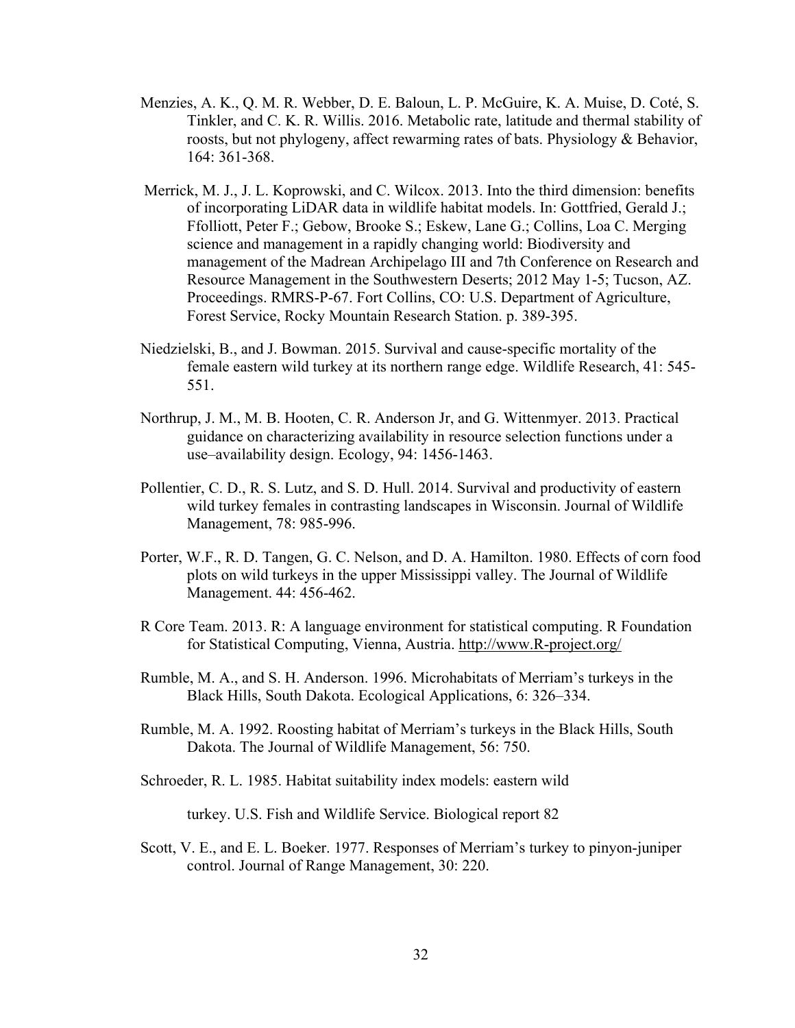Menzies, A. K., Q. M. R. Webber, D. E. Baloun, L. P. McGuire, K. A. Muise, D. Coté, S. Tinkler, and C. K. R. Willis. 2016. Metabolic rate, latitude and thermal stability of roosts, but not phylogeny, affect rewarming rates of bats. Physiology & Behavior, 164: 361-368.

Merrick, M. J., J. L. Koprowski, and C. Wilcox. 2013. Into the third dimension: benefits of incorporating LiDAR data in wildlife habitat models. In: Gottfried, Gerald J.; Ffolliott, Peter F.; Gebow, Brooke S.; Eskew, Lane G.; Collins, Loa C. Merging science and management in a rapidly changing world: Biodiversity and management of the Madrean Archipelago III and 7th Conference on Research and Resource Management in the Southwestern Deserts; 2012 May 1-5; Tucson, AZ. Proceedings. RMRS-P-67. Fort Collins, CO: U.S. Department of Agriculture, Forest Service, Rocky Mountain Research Station. p. 389-395.

Niedzielski, B., and J. Bowman. 2015. Survival and cause-specific mortality of the female eastern wild turkey at its northern range edge. Wildlife Research, 41: 545-551.

Northrup, J. M., M. B. Hooten, C. R. Anderson Jr, and G. Wittenmyer. 2013. Practical guidance on characterizing availability in resource selection functions under a use–availability design. Ecology, 94: 1456-1463.

Pollentier, C. D., R. S. Lutz, and S. D. Hull. 2014. Survival and productivity of eastern wild turkey females in contrasting landscapes in Wisconsin. Journal of Wildlife Management, 78: 985-996.

Porter, W.F., R. D. Tangen, G. C. Nelson, and D. A. Hamilton. 1980. Effects of corn food plots on wild turkeys in the upper Mississippi valley. The Journal of Wildlife Management. 44: 456-462.

R Core Team. 2013. R: A language environment for statistical computing. R Foundation for Statistical Computing, Vienna, Austria. http://www.R-project.org/

Rumble, M. A., and S. H. Anderson. 1996. Microhabitats of Merriam's turkeys in the Black Hills, South Dakota. Ecological Applications, 6: 326–334.

Rumble, M. A. 1992. Roosting habitat of Merriam's turkeys in the Black Hills, South Dakota. The Journal of Wildlife Management, 56: 750.

Schroeder, R. L. 1985. Habitat suitability index models: eastern wild turkey. U.S. Fish and Wildlife Service. Biological report 82

Scott, V. E., and E. L. Boeker. 1977. Responses of Merriam's turkey to pinyon-juniper control. Journal of Range Management, 30: 220.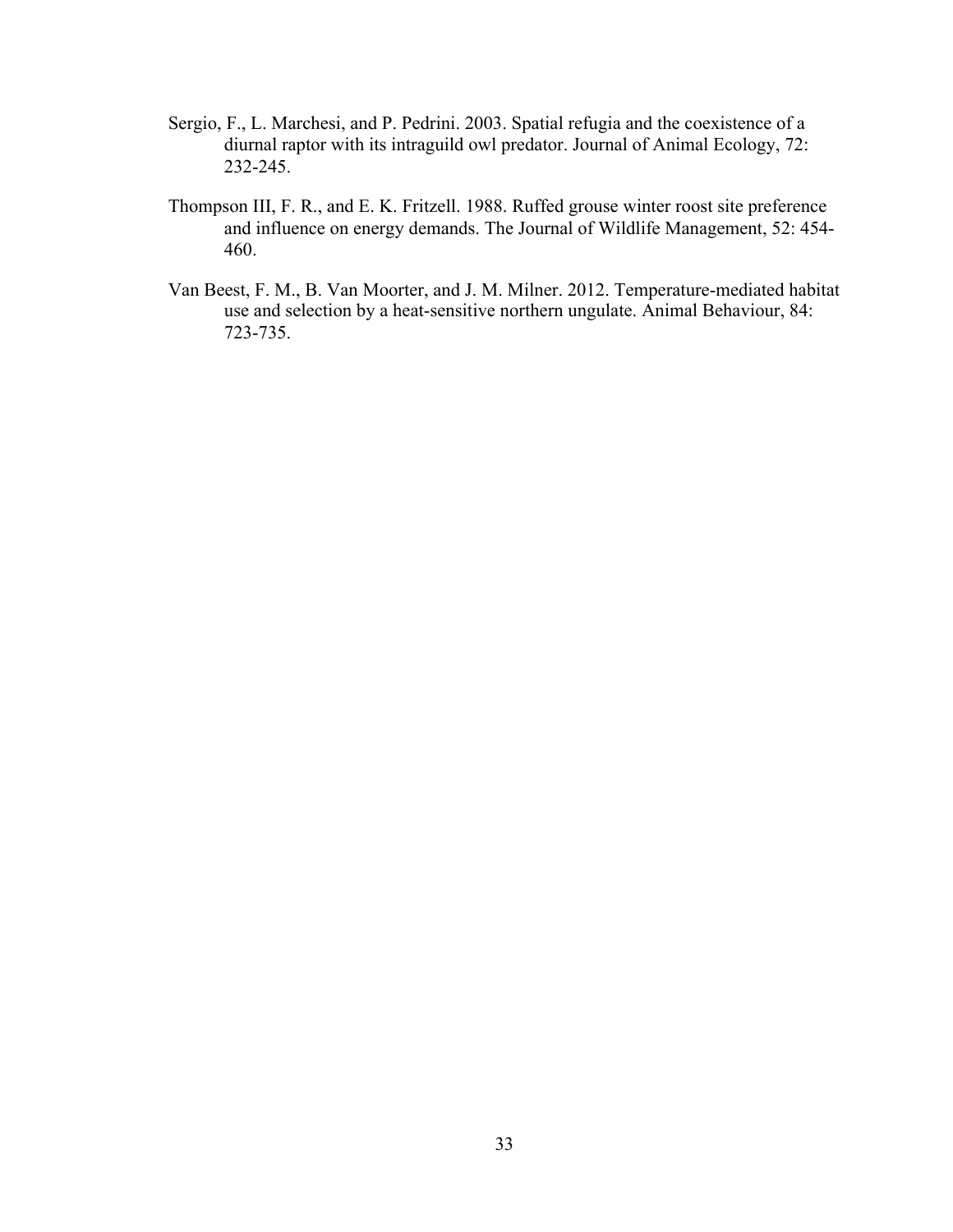Sergio, F., L. Marchesi, and P. Pedrini. 2003. Spatial refugia and the coexistence of a diurnal raptor with its intraguild owl predator. Journal of Animal Ecology, 72: 232-245.

Thompson III, F. R., and E. K. Fritzell. 1988. Ruffed grouse winter roost site preference and influence on energy demands. The Journal of Wildlife Management, 52: 454-460.

Van Beest, F. M., B. Van Moorter, and J. M. Milner. 2012. Temperature-mediated habitat use and selection by a heat-sensitive northern ungulate. Animal Behaviour, 84: 723-735.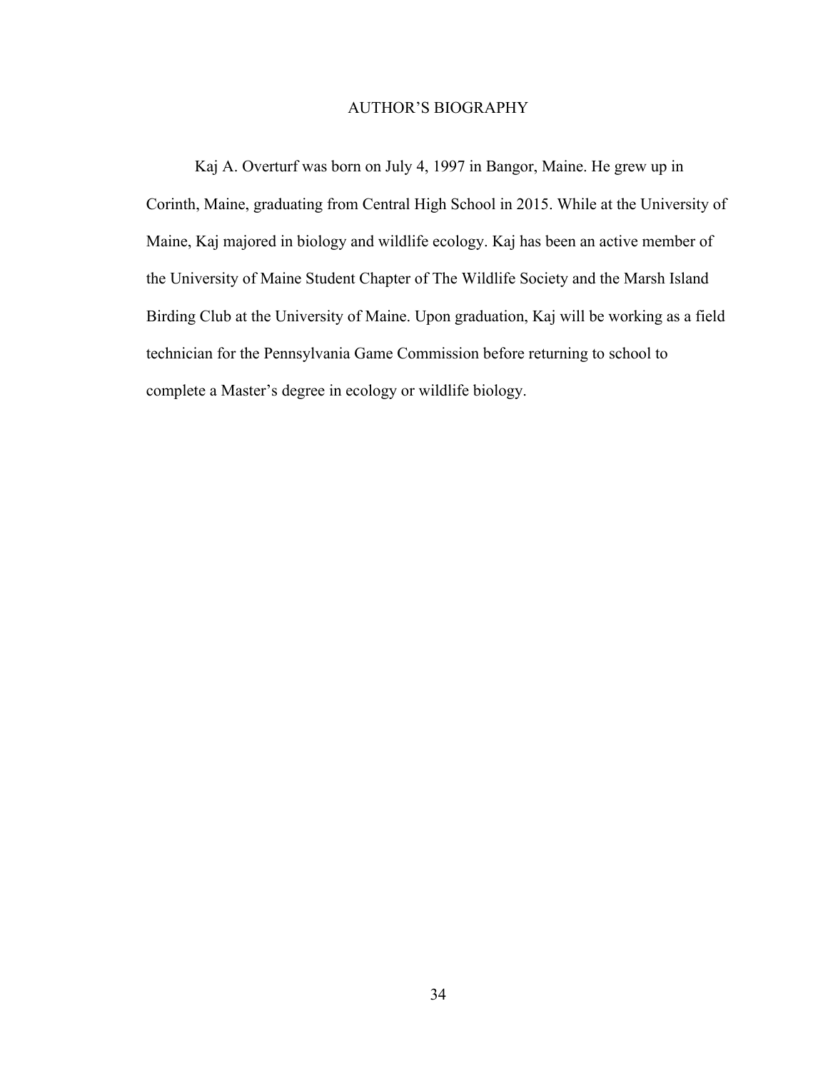# AUTHOR'S BIOGRAPHY

Kaj A. Overturf was born on July 4, 1997 in Bangor, Maine. He grew up in Corinth, Maine, graduating from Central High School in 2015. While at the University of Maine, Kaj majored in biology and wildlife ecology. Kaj has been an active member of the University of Maine Student Chapter of The Wildlife Society and the Marsh Island Birding Club at the University of Maine. Upon graduation, Kaj will be working as a field technician for the Pennsylvania Game Commission before returning to school to complete a Master's degree in ecology or wildlife biology.